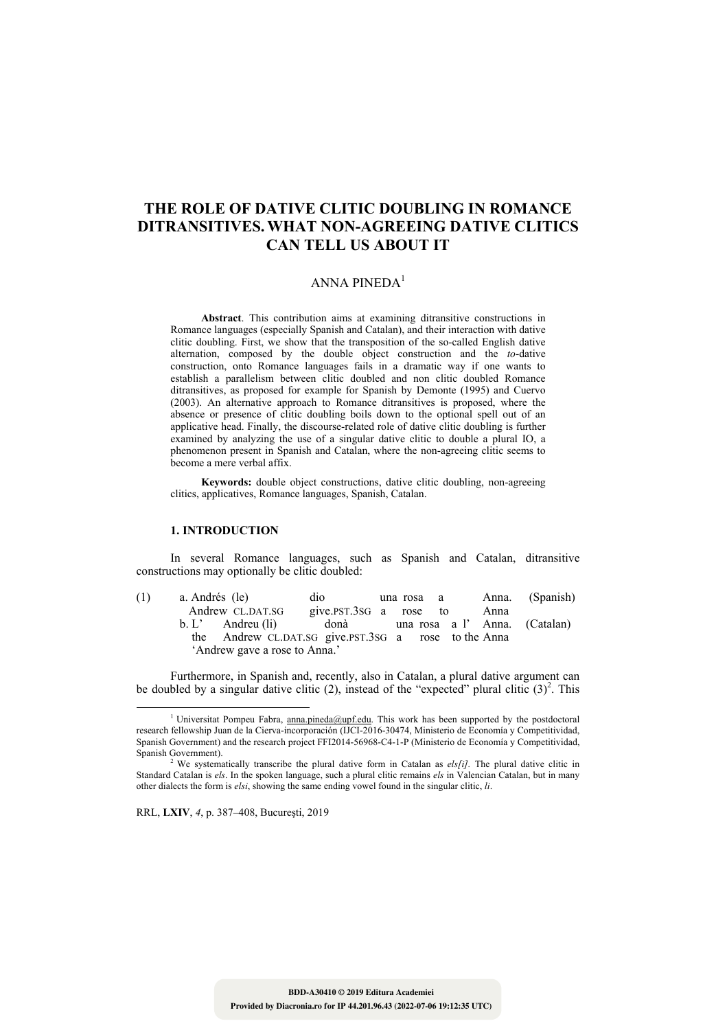# THE ROLE OF DATIVE CLITIC DOUBLING IN ROMANCE DITRANSITIVES. WHAT NON-AGREEING DATIVE CLITICS CAN TELL US ABOUT IT

ANNA PINEDA[1]

**Abstract**. This contribution aims at examining ditransitive constructions in Romance languages (especially Spanish and Catalan), and their interaction with dative clitic doubling. First, we show that the transposition of the so-called English dative alternation, composed by the double object construction and the *to*-dative construction, onto Romance languages fails in a dramatic way if one wants to establish a parallelism between clitic doubled and non clitic doubled Romance ditransitives, as proposed for example for Spanish by Demonte (1995) and Cuervo (2003). An alternative approach to Romance ditransitives is proposed, where the absence or presence of clitic doubling boils down to the optional spell out of an applicative head. Finally, the discourse-related role of dative clitic doubling is further examined by analyzing the use of a singular dative clitic to double a plural IO, a phenomenon present in Spanish and Catalan, where the non-agreeing clitic seems to become a mere verbal affix.

**Keywords:** double object constructions, dative clitic doubling, non-agreeing clitics, applicatives, Romance languages, Spanish, Catalan.

### 1. INTRODUCTION

In several Romance languages, such as Spanish and Catalan, ditransitive constructions may optionally be clitic doubled:

(1) a. Andrés (le) dio una rosa a Anna. (Spanish)
 Andrew CL.DAT.SG give.PST.3SG a rose to Anna
 b. L' Andreu (li) donà una rosa a l' Anna. (Catalan)
 the Andrew CL.DAT.SG give.PST.3SG a rose to the Anna
 'Andrew gave a rose to Anna.'

Furthermore, in Spanish and, recently, also in Catalan, a plural dative argument can be doubled by a singular dative clitic (2), instead of the "expected" plural clitic (3)[2]. This

[1] Universitat Pompeu Fabra, anna.pineda@upf.edu. This work has been supported by the postdoctoral research fellowship Juan de la Cierva-incorporación (IJCI-2016-30474, Ministerio de Economía y Competitividad, Spanish Government) and the research project FFI2014-56968-C4-1-P (Ministerio de Economía y Competitividad, Spanish Government).

[2] We systematically transcribe the plural dative form in Catalan as *els[i]*. The plural dative clitic in Standard Catalan is *els*. In the spoken language, such a plural clitic remains *els* in Valencian Catalan, but in many other dialects the form is *elsi*, showing the same ending vowel found in the singular clitic, *li*.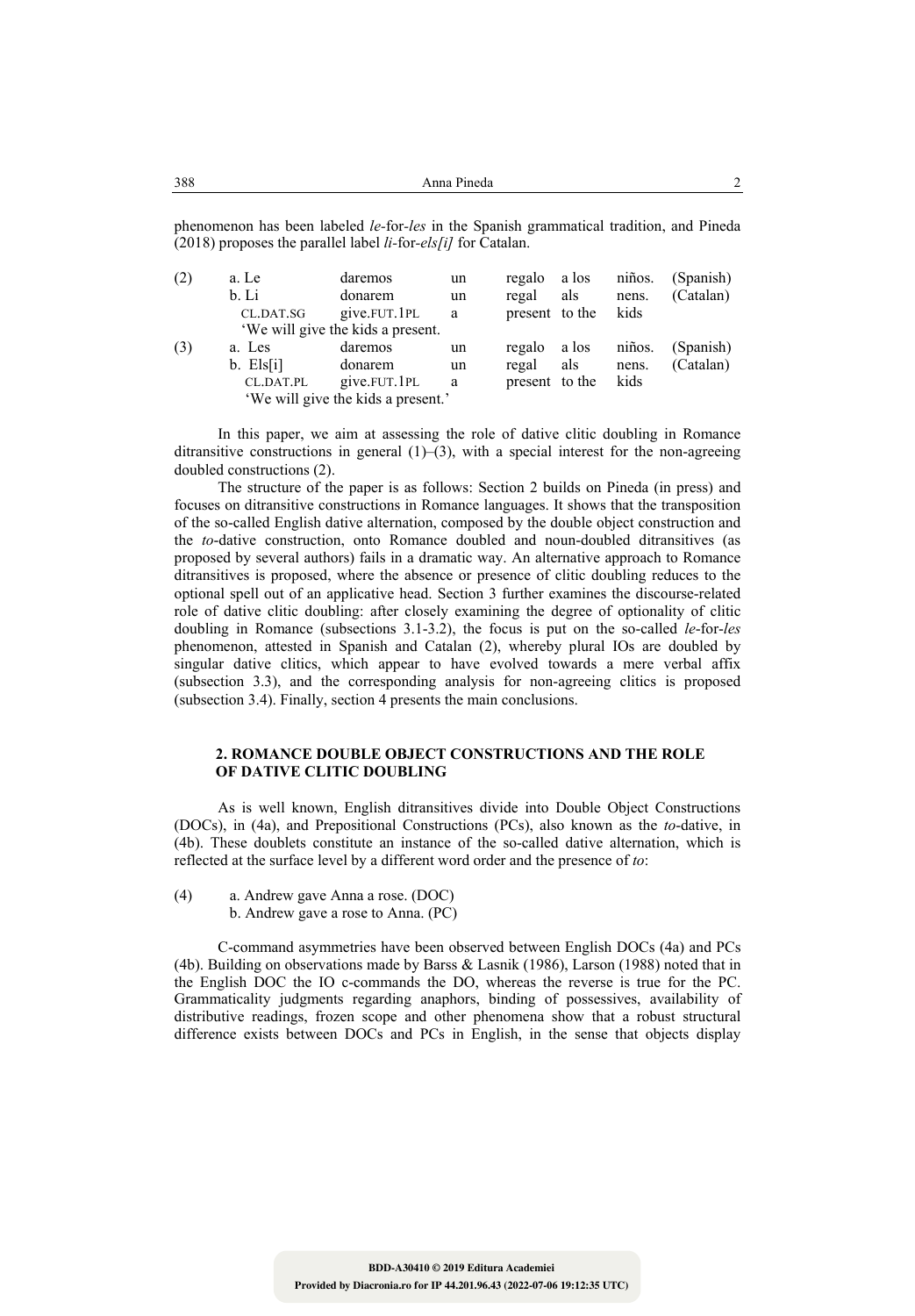phenomenon has been labeled *le*-for-*les* in the Spanish grammatical tradition, and Pineda (2018) proposes the parallel label *li*-for-*els[i]* for Catalan.

(2)

| | | | | | | |
|---|---|---|---|---|---|---|
| a. Le | daremos | un | regalo | a los | niños. | (Spanish) |
| b. Li | donarem | un | regal | als | nens. | (Catalan) |
| CL.DAT.SG | give.FUT.1PL | a | present | to the | kids | |

'We will give the kids a present.

(3)

| | | | | | | |
|---|---|---|---|---|---|---|
| a. Les | daremos | un | regalo | a los | niños. | (Spanish) |
| b. Els[i] | donarem | un | regal | als | nens. | (Catalan) |
| CL.DAT.PL | give.FUT.1PL | a | present | to the | kids | |

'We will give the kids a present.'

In this paper, we aim at assessing the role of dative clitic doubling in Romance ditransitive constructions in general (1)–(3), with a special interest for the non-agreeing doubled constructions (2).

The structure of the paper is as follows: Section 2 builds on Pineda (in press) and focuses on ditransitive constructions in Romance languages. It shows that the transposition of the so-called English dative alternation, composed by the double object construction and the *to*-dative construction, onto Romance doubled and noun-doubled ditransitives (as proposed by several authors) fails in a dramatic way. An alternative approach to Romance ditransitives is proposed, where the absence or presence of clitic doubling reduces to the optional spell out of an applicative head. Section 3 further examines the discourse-related role of dative clitic doubling: after closely examining the degree of optionality of clitic doubling in Romance (subsections 3.1-3.2), the focus is put on the so-called *le*-for-*les* phenomenon, attested in Spanish and Catalan (2), whereby plural IOs are doubled by singular dative clitics, which appear to have evolved towards a mere verbal affix (subsection 3.3), and the corresponding analysis for non-agreeing clitics is proposed (subsection 3.4). Finally, section 4 presents the main conclusions.

## 2. ROMANCE DOUBLE OBJECT CONSTRUCTIONS AND THE ROLE OF DATIVE CLITIC DOUBLING

As is well known, English ditransitives divide into Double Object Constructions (DOCs), in (4a), and Prepositional Constructions (PCs), also known as the *to*-dative, in (4b). These doublets constitute an instance of the so-called dative alternation, which is reflected at the surface level by a different word order and the presence of *to*:

(4) a. Andrew gave Anna a rose. (DOC)
b. Andrew gave a rose to Anna. (PC)

C-command asymmetries have been observed between English DOCs (4a) and PCs (4b). Building on observations made by Barss & Lasnik (1986), Larson (1988) noted that in the English DOC the IO c-commands the DO, whereas the reverse is true for the PC. Grammaticality judgments regarding anaphors, binding of possessives, availability of distributive readings, frozen scope and other phenomena show that a robust structural difference exists between DOCs and PCs in English, in the sense that objects display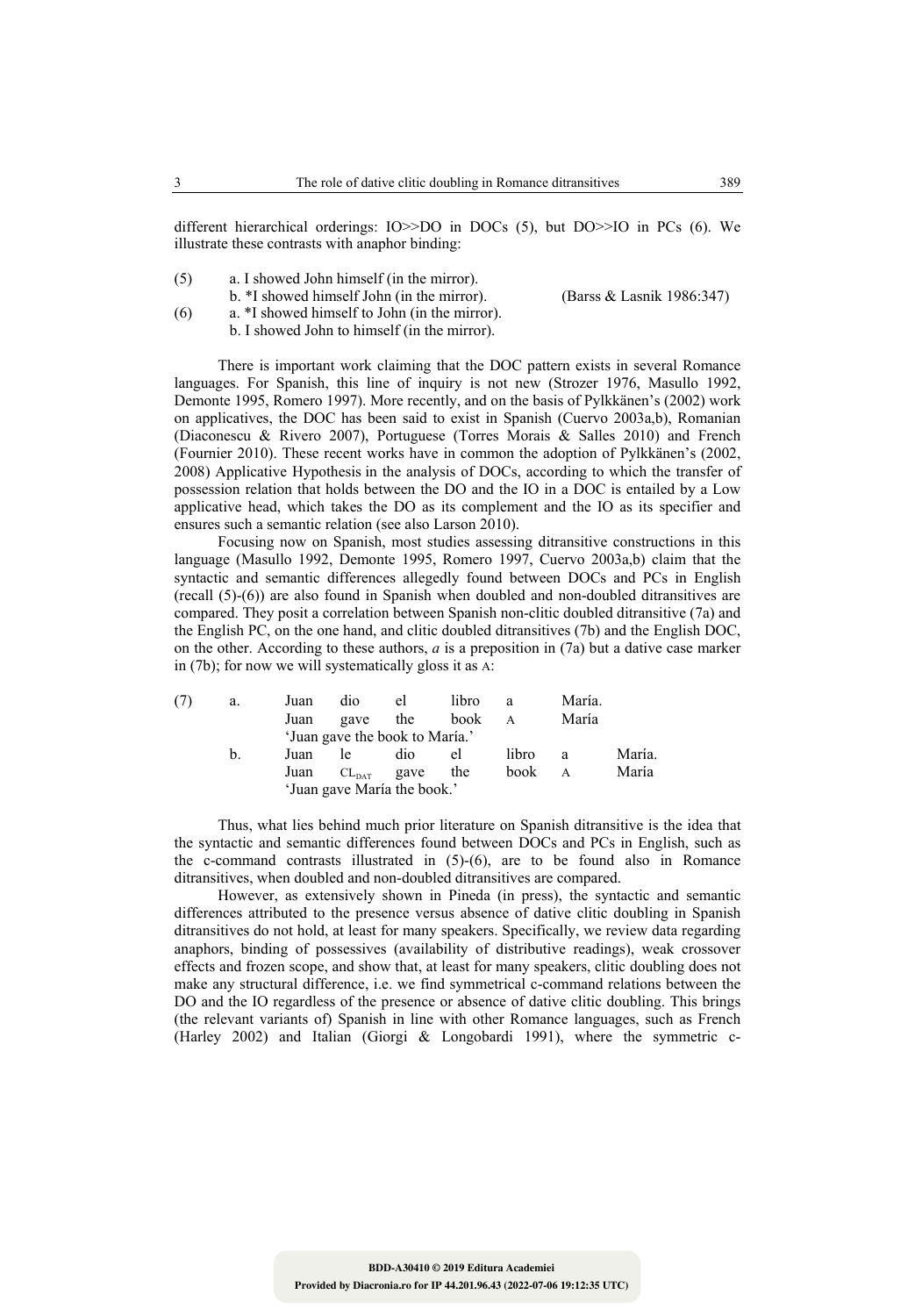different hierarchical orderings: IO>>DO in DOCs (5), but DO>>IO in PCs (6). We illustrate these contrasts with anaphor binding:

(5) a. I showed John himself (in the mirror).
 b. *I showed himself John (in the mirror). (Barss & Lasnik 1986:347)

(6) a. *I showed himself to John (in the mirror).
 b. I showed John to himself (in the mirror).

There is important work claiming that the DOC pattern exists in several Romance languages. For Spanish, this line of inquiry is not new (Strozer 1976, Masullo 1992, Demonte 1995, Romero 1997). More recently, and on the basis of Pylkkänen's (2002) work on applicatives, the DOC has been said to exist in Spanish (Cuervo 2003a,b), Romanian (Diaconescu & Rivero 2007), Portuguese (Torres Morais & Salles 2010) and French (Fournier 2010). These recent works have in common the adoption of Pylkkänen's (2002, 2008) Applicative Hypothesis in the analysis of DOCs, according to which the transfer of possession relation that holds between the DO and the IO in a DOC is entailed by a Low applicative head, which takes the DO as its complement and the IO as its specifier and ensures such a semantic relation (see also Larson 2010).

Focusing now on Spanish, most studies assessing ditransitive constructions in this language (Masullo 1992, Demonte 1995, Romero 1997, Cuervo 2003a,b) claim that the syntactic and semantic differences allegedly found between DOCs and PCs in English (recall (5)-(6)) are also found in Spanish when doubled and non-doubled ditransitives are compared. They posit a correlation between Spanish non-clitic doubled ditransitive (7a) and the English PC, on the one hand, and clitic doubled ditransitives (7b) and the English DOC, on the other. According to these authors, *a* is a preposition in (7a) but a dative case marker in (7b); for now we will systematically gloss it as A:

(7) a. Juan dio el libro a María.
 Juan gave the book A María
 'Juan gave the book to María.'

 b. Juan le dio el libro a María.
 Juan $CL_{DAT}$ gave the book A María
 'Juan gave María the book.'

Thus, what lies behind much prior literature on Spanish ditransitive is the idea that the syntactic and semantic differences found between DOCs and PCs in English, such as the c-command contrasts illustrated in (5)-(6), are to be found also in Romance ditransitives, when doubled and non-doubled ditransitives are compared.

However, as extensively shown in Pineda (in press), the syntactic and semantic differences attributed to the presence versus absence of dative clitic doubling in Spanish ditransitives do not hold, at least for many speakers. Specifically, we review data regarding anaphors, binding of possessives (availability of distributive readings), weak crossover effects and frozen scope, and show that, at least for many speakers, clitic doubling does not make any structural difference, i.e. we find symmetrical c-command relations between the DO and the IO regardless of the presence or absence of dative clitic doubling. This brings (the relevant variants of) Spanish in line with other Romance languages, such as French (Harley 2002) and Italian (Giorgi & Longobardi 1991), where the symmetric c-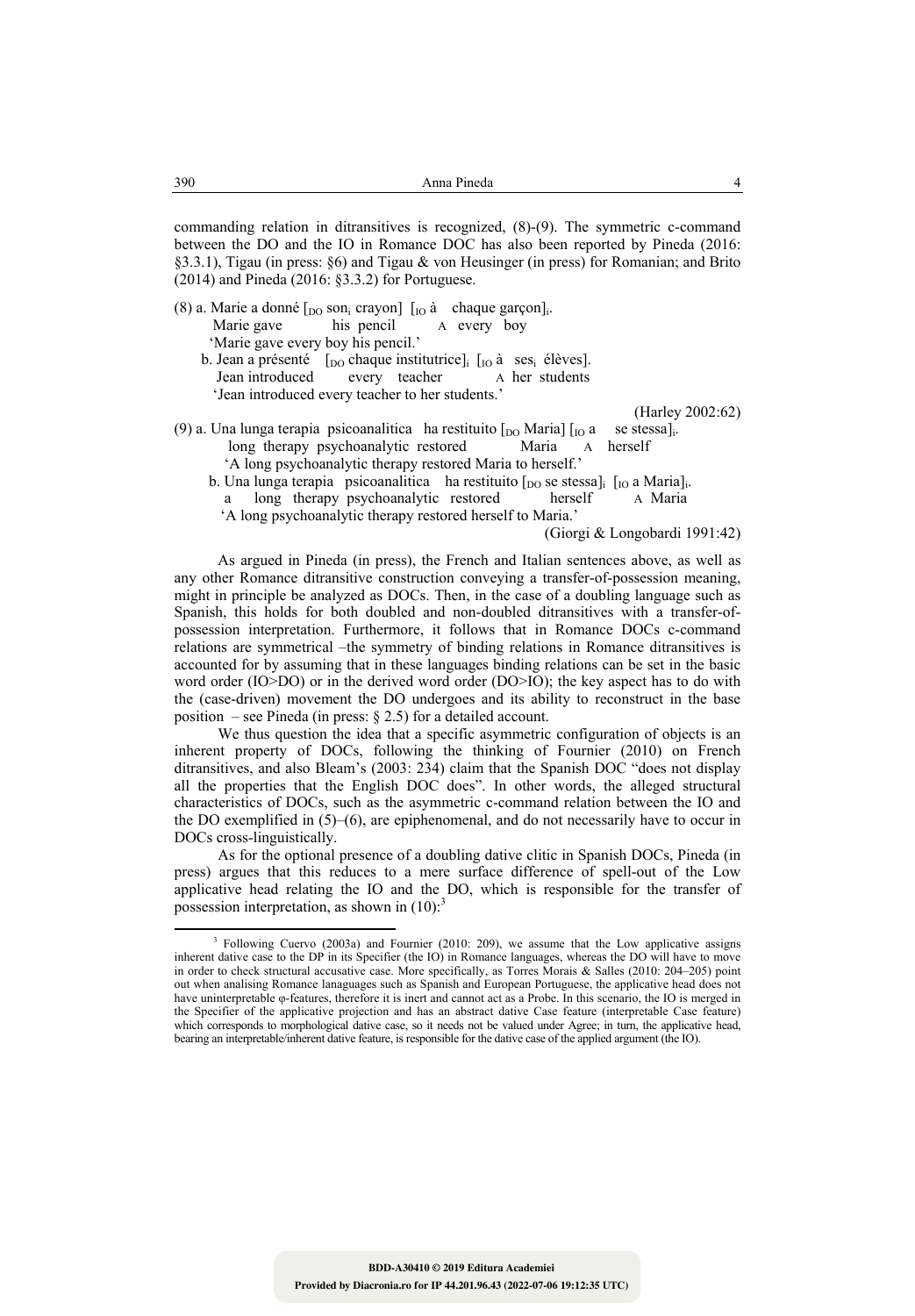commanding relation in ditransitives is recognized, (8)-(9). The symmetric c-command between the DO and the IO in Romance DOC has also been reported by Pineda (2016: §3.3.1), Tigau (in press: §6) and Tigau & von Heusinger (in press) for Romanian; and Brito (2014) and Pineda (2016: §3.3.2) for Portuguese.

(8) a. Marie a donné [$_{DO}$ son$_i$ crayon] [$_{IO}$ à chaque garçon]$_i$.
 Marie gave his pencil A every boy
 'Marie gave every boy his pencil.'

 b. Jean a présenté [$_{DO}$ chaque institutrice]$_i$ [$_{IO}$ à ses$_i$ élèves].
 Jean introduced every teacher A her students
 'Jean introduced every teacher to her students.'

(Harley 2002:62)

(9) a. Una lunga terapia psicoanalitica ha restituito [$_{DO}$ Maria] [$_{IO}$ a se stessa]$_i$.
 long therapy psychoanalytic restored Maria A herself
 'A long psychoanalytic therapy restored Maria to herself.'

 b. Una lunga terapia psicoanalitica ha restituito [$_{DO}$ se stessa]$_i$ [$_{IO}$ a Maria]$_i$.
 a long therapy psychoanalytic restored herself A Maria
 'A long psychoanalytic therapy restored herself to Maria.'

(Giorgi & Longobardi 1991:42)

As argued in Pineda (in press), the French and Italian sentences above, as well as any other Romance ditransitive construction conveying a transfer-of-possession meaning, might in principle be analyzed as DOCs. Then, in the case of a doubling language such as Spanish, this holds for both doubled and non-doubled ditransitives with a transfer-of-possession interpretation. Furthermore, it follows that in Romance DOCs c-command relations are symmetrical –the symmetry of binding relations in Romance ditransitives is accounted for by assuming that in these languages binding relations can be set in the basic word order (IO>DO) or in the derived word order (DO>IO); the key aspect has to do with the (case-driven) movement the DO undergoes and its ability to reconstruct in the base position – see Pineda (in press: § 2.5) for a detailed account.

We thus question the idea that a specific asymmetric configuration of objects is an inherent property of DOCs, following the thinking of Fournier (2010) on French ditransitives, and also Bleam's (2003: 234) claim that the Spanish DOC "does not display all the properties that the English DOC does". In other words, the alleged structural characteristics of DOCs, such as the asymmetric c-command relation between the IO and the DO exemplified in (5)–(6), are epiphenomenal, and do not necessarily have to occur in DOCs cross-linguistically.

As for the optional presence of a doubling dative clitic in Spanish DOCs, Pineda (in press) argues that this reduces to a mere surface difference of spell-out of the Low applicative head relating the IO and the DO, which is responsible for the transfer of possession interpretation, as shown in (10):[3]

[3] Following Cuervo (2003a) and Fournier (2010: 209), we assume that the Low applicative assigns inherent dative case to the DP in its Specifier (the IO) in Romance languages, whereas the DO will have to move in order to check structural accusative case. More specifically, as Torres Morais & Salles (2010: 204–205) point out when analising Romance lanaguages such as Spanish and European Portuguese, the applicative head does not have uninterpretable φ-features, therefore it is inert and cannot act as a Probe. In this scenario, the IO is merged in the Specifier of the applicative projection and has an abstract dative Case feature (interpretable Case feature) which corresponds to morphological dative case, so it needs not be valued under Agree; in turn, the applicative head, bearing an interpretable/inherent dative feature, is responsible for the dative case of the applied argument (the IO).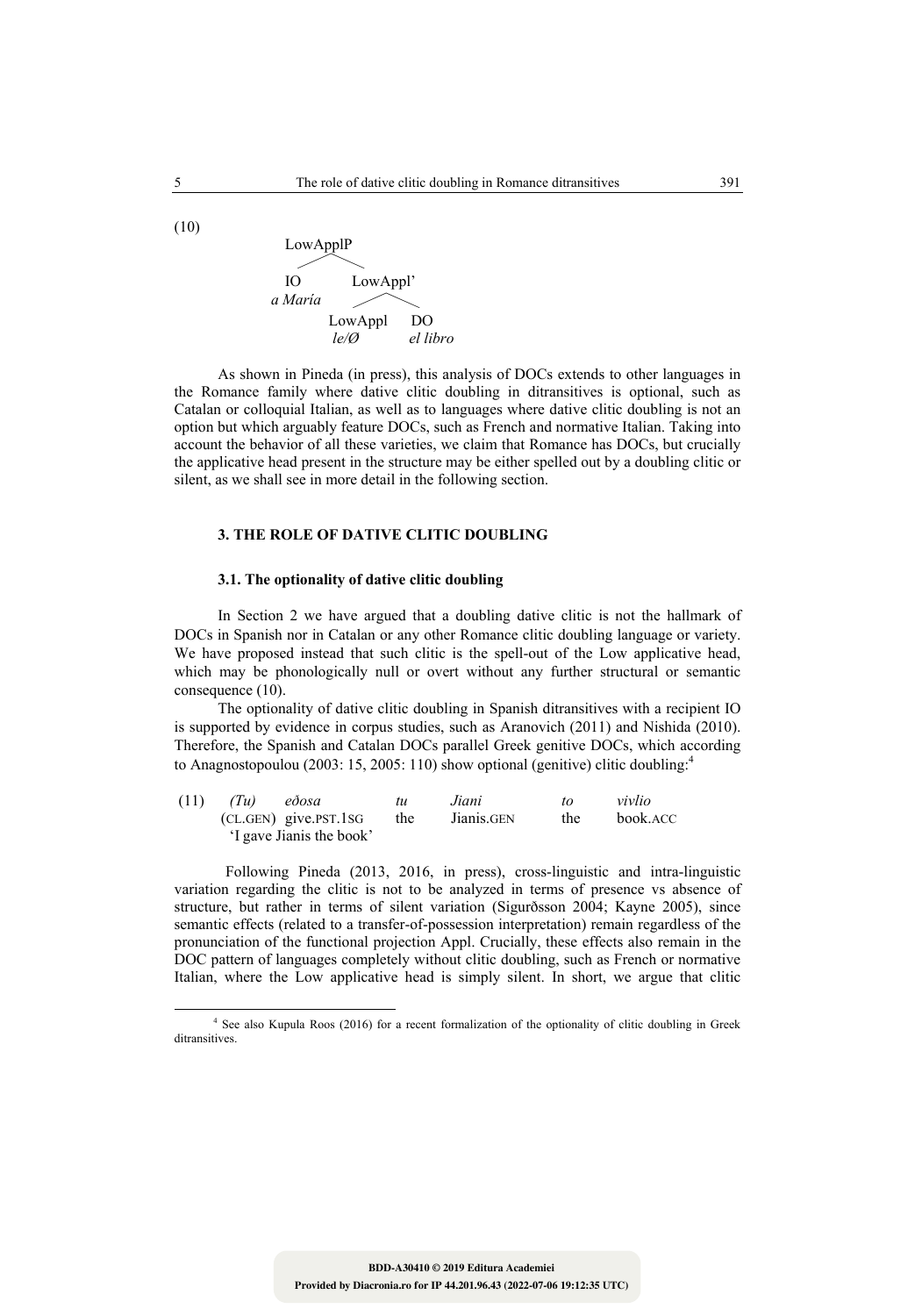(10)

```
        LowApplP
       /        \
     IO        LowAppl'
   a María     /      \
           LowAppl     DO
            le/Ø     el libro
```

As shown in Pineda (in press), this analysis of DOCs extends to other languages in the Romance family where dative clitic doubling in ditransitives is optional, such as Catalan or colloquial Italian, as well as to languages where dative clitic doubling is not an option but which arguably feature DOCs, such as French and normative Italian. Taking into account the behavior of all these varieties, we claim that Romance has DOCs, but crucially the applicative head present in the structure may be either spelled out by a doubling clitic or silent, as we shall see in more detail in the following section.

## 3. THE ROLE OF DATIVE CLITIC DOUBLING

### 3.1. The optionality of dative clitic doubling

In Section 2 we have argued that a doubling dative clitic is not the hallmark of DOCs in Spanish nor in Catalan or any other Romance clitic doubling language or variety. We have proposed instead that such clitic is the spell-out of the Low applicative head, which may be phonologically null or overt without any further structural or semantic consequence (10).

The optionality of dative clitic doubling in Spanish ditransitives with a recipient IO is supported by evidence in corpus studies, such as Aranovich (2011) and Nishida (2010). Therefore, the Spanish and Catalan DOCs parallel Greek genitive DOCs, which according to Anagnostopoulou (2003: 15, 2005: 110) show optional (genitive) clitic doubling:[4]

(11) *(Tu)* *eðosa* *tu* *Jiani* *to* *vivlio*
(CL.GEN) give.PST.1SG the Jianis.GEN the book.ACC
'I gave Jianis the book'

Following Pineda (2013, 2016, in press), cross-linguistic and intra-linguistic variation regarding the clitic is not to be analyzed in terms of presence vs absence of structure, but rather in terms of silent variation (Sigurðsson 2004; Kayne 2005), since semantic effects (related to a transfer-of-possession interpretation) remain regardless of the pronunciation of the functional projection Appl. Crucially, these effects also remain in the DOC pattern of languages completely without clitic doubling, such as French or normative Italian, where the Low applicative head is simply silent. In short, we argue that clitic

[4] See also Kupula Roos (2016) for a recent formalization of the optionality of clitic doubling in Greek ditransitives.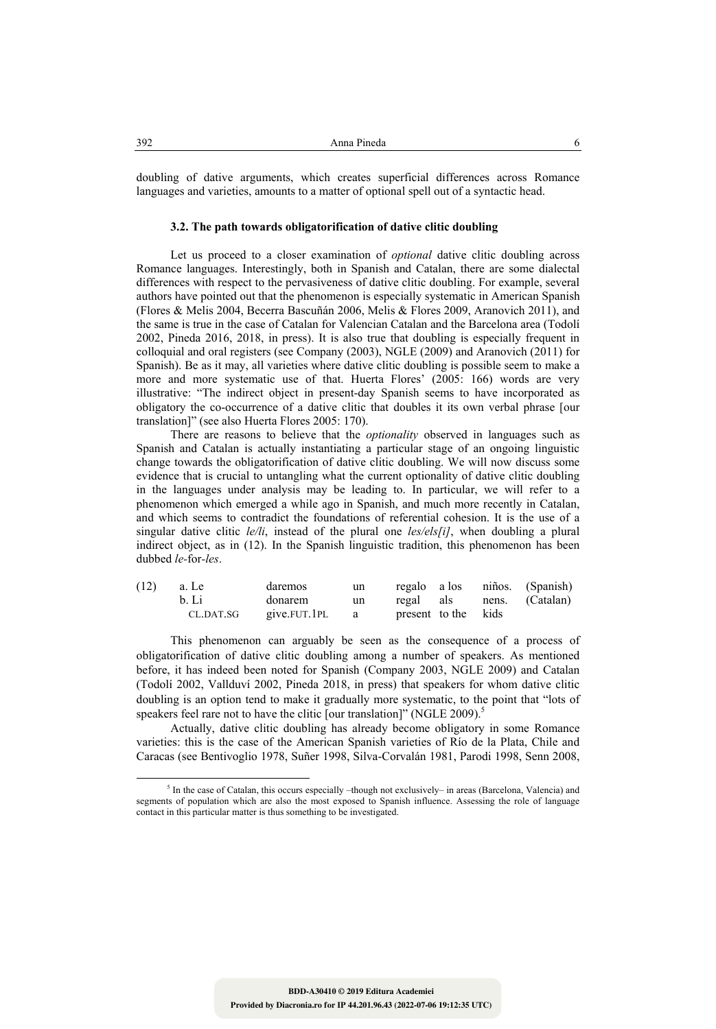doubling of dative arguments, which creates superficial differences across Romance languages and varieties, amounts to a matter of optional spell out of a syntactic head.

### 3.2. The path towards obligatorification of dative clitic doubling

Let us proceed to a closer examination of *optional* dative clitic doubling across Romance languages. Interestingly, both in Spanish and Catalan, there are some dialectal differences with respect to the pervasiveness of dative clitic doubling. For example, several authors have pointed out that the phenomenon is especially systematic in American Spanish (Flores & Melis 2004, Becerra Bascuñán 2006, Melis & Flores 2009, Aranovich 2011), and the same is true in the case of Catalan for Valencian Catalan and the Barcelona area (Todolí 2002, Pineda 2016, 2018, in press). It is also true that doubling is especially frequent in colloquial and oral registers (see Company (2003), NGLE (2009) and Aranovich (2011) for Spanish). Be as it may, all varieties where dative clitic doubling is possible seem to make a more and more systematic use of that. Huerta Flores' (2005: 166) words are very illustrative: "The indirect object in present-day Spanish seems to have incorporated as obligatory the co-occurrence of a dative clitic that doubles it its own verbal phrase [our translation]" (see also Huerta Flores 2005: 170).

There are reasons to believe that the *optionality* observed in languages such as Spanish and Catalan is actually instantiating a particular stage of an ongoing linguistic change towards the obligatorification of dative clitic doubling. We will now discuss some evidence that is crucial to untangling what the current optionality of dative clitic doubling in the languages under analysis may be leading to. In particular, we will refer to a phenomenon which emerged a while ago in Spanish, and much more recently in Catalan, and which seems to contradict the foundations of referential cohesion. It is the use of a singular dative clitic *le/li*, instead of the plural one *les/els[i]*, when doubling a plural indirect object, as in (12). In the Spanish linguistic tradition, this phenomenon has been dubbed *le*-for-*les*.

(12)
a. Le daremos un regalo a los niños. (Spanish)
b. Li donarem un regal als nens. (Catalan)
CL.DAT.SG give.FUT.1PL a present to the kids

This phenomenon can arguably be seen as the consequence of a process of obligatorification of dative clitic doubling among a number of speakers. As mentioned before, it has indeed been noted for Spanish (Company 2003, NGLE 2009) and Catalan (Todolí 2002, Vallduví 2002, Pineda 2018, in press) that speakers for whom dative clitic doubling is an option tend to make it gradually more systematic, to the point that "lots of speakers feel rare not to have the clitic [our translation]" (NGLE 2009).[5]

Actually, dative clitic doubling has already become obligatory in some Romance varieties: this is the case of the American Spanish varieties of Río de la Plata, Chile and Caracas (see Bentivoglio 1978, Suñer 1998, Silva-Corvalán 1981, Parodi 1998, Senn 2008,

[5] In the case of Catalan, this occurs especially –though not exclusively– in areas (Barcelona, Valencia) and segments of population which are also the most exposed to Spanish influence. Assessing the role of language contact in this particular matter is thus something to be investigated.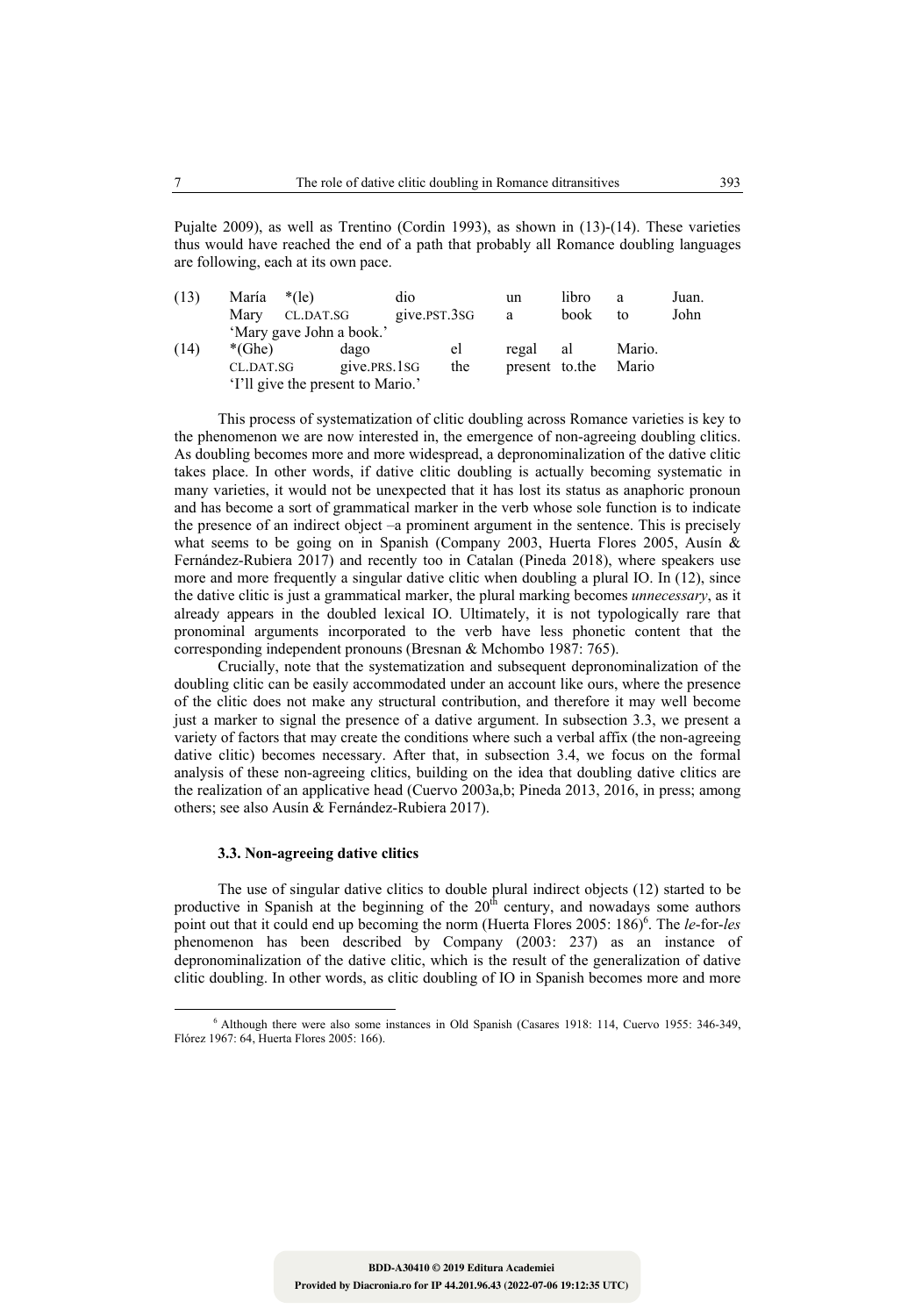Pujalte 2009), as well as Trentino (Cordin 1993), as shown in (13)-(14). These varieties thus would have reached the end of a path that probably all Romance doubling languages are following, each at its own pace.

(13) María \*(le) dio un libro a Juan.
     Mary CL.DAT.SG give.PST.3SG a book to John
     'Mary gave John a book.'

(14) \*(Ghe) dago el regal al Mario.
     CL.DAT.SG give.PRS.1SG the present to.the Mario
     'I'll give the present to Mario.'

This process of systematization of clitic doubling across Romance varieties is key to the phenomenon we are now interested in, the emergence of non-agreeing doubling clitics. As doubling becomes more and more widespread, a depronominalization of the dative clitic takes place. In other words, if dative clitic doubling is actually becoming systematic in many varieties, it would not be unexpected that it has lost its status as anaphoric pronoun and has become a sort of grammatical marker in the verb whose sole function is to indicate the presence of an indirect object –a prominent argument in the sentence. This is precisely what seems to be going on in Spanish (Company 2003, Huerta Flores 2005, Ausín & Fernández-Rubiera 2017) and recently too in Catalan (Pineda 2018), where speakers use more and more frequently a singular dative clitic when doubling a plural IO. In (12), since the dative clitic is just a grammatical marker, the plural marking becomes *unnecessary*, as it already appears in the doubled lexical IO. Ultimately, it is not typologically rare that pronominal arguments incorporated to the verb have less phonetic content that the corresponding independent pronouns (Bresnan & Mchombo 1987: 765).

Crucially, note that the systematization and subsequent depronominalization of the doubling clitic can be easily accommodated under an account like ours, where the presence of the clitic does not make any structural contribution, and therefore it may well become just a marker to signal the presence of a dative argument. In subsection 3.3, we present a variety of factors that may create the conditions where such a verbal affix (the non-agreeing dative clitic) becomes necessary. After that, in subsection 3.4, we focus on the formal analysis of these non-agreeing clitics, building on the idea that doubling dative clitics are the realization of an applicative head (Cuervo 2003a,b; Pineda 2013, 2016, in press; among others; see also Ausín & Fernández-Rubiera 2017).

### 3.3. Non-agreeing dative clitics

The use of singular dative clitics to double plural indirect objects (12) started to be productive in Spanish at the beginning of the 20th century, and nowadays some authors point out that it could end up becoming the norm (Huerta Flores 2005: 186)[6]. The *le*-for-*les* phenomenon has been described by Company (2003: 237) as an instance of depronominalization of the dative clitic, which is the result of the generalization of dative clitic doubling. In other words, as clitic doubling of IO in Spanish becomes more and more

---

[6] Although there were also some instances in Old Spanish (Casares 1918: 114, Cuervo 1955: 346-349, Flórez 1967: 64, Huerta Flores 2005: 166).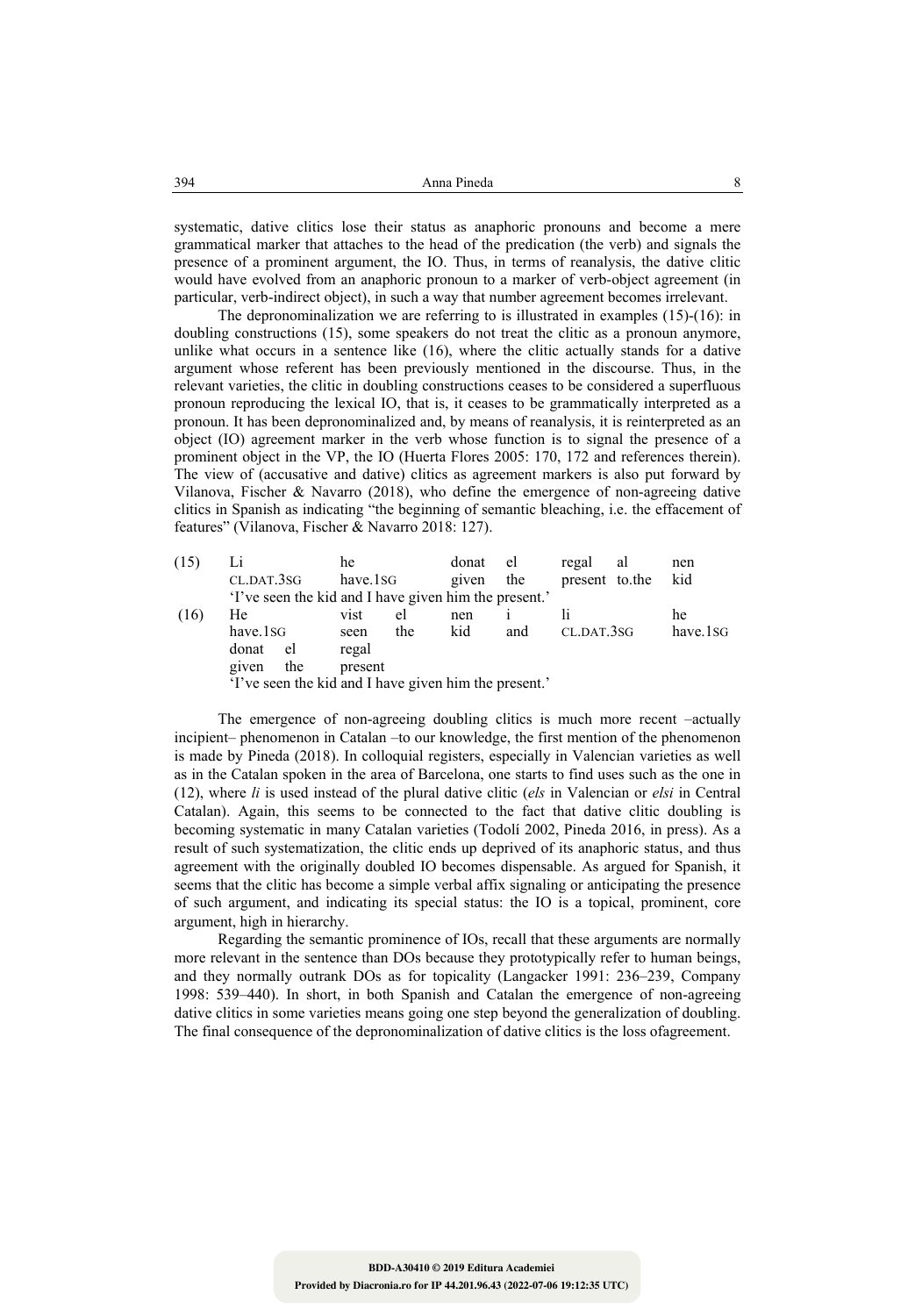systematic, dative clitics lose their status as anaphoric pronouns and become a mere grammatical marker that attaches to the head of the predication (the verb) and signals the presence of a prominent argument, the IO. Thus, in terms of reanalysis, the dative clitic would have evolved from an anaphoric pronoun to a marker of verb-object agreement (in particular, verb-indirect object), in such a way that number agreement becomes irrelevant.

The depronominalization we are referring to is illustrated in examples (15)-(16): in doubling constructions (15), some speakers do not treat the clitic as a pronoun anymore, unlike what occurs in a sentence like (16), where the clitic actually stands for a dative argument whose referent has been previously mentioned in the discourse. Thus, in the relevant varieties, the clitic in doubling constructions ceases to be considered a superfluous pronoun reproducing the lexical IO, that is, it ceases to be grammatically interpreted as a pronoun. It has been depronominalized and, by means of reanalysis, it is reinterpreted as an object (IO) agreement marker in the verb whose function is to signal the presence of a prominent object in the VP, the IO (Huerta Flores 2005: 170, 172 and references therein). The view of (accusative and dative) clitics as agreement markers is also put forward by Vilanova, Fischer & Navarro (2018), who define the emergence of non-agreeing dative clitics in Spanish as indicating "the beginning of semantic bleaching, i.e. the effacement of features" (Vilanova, Fischer & Navarro 2018: 127).

(15) Li he donat el regal al nen
 CL.DAT.3SG have.1SG given the present to.the kid
 'I've seen the kid and I have given him the present.'

(16) He vist el nen i li he donat el regal
 have.1SG seen the kid and CL.DAT.3SG have.1SG given the present
 'I've seen the kid and I have given him the present.'

The emergence of non-agreeing doubling clitics is much more recent –actually incipient– phenomenon in Catalan –to our knowledge, the first mention of the phenomenon is made by Pineda (2018). In colloquial registers, especially in Valencian varieties as well as in the Catalan spoken in the area of Barcelona, one starts to find uses such as the one in (12), where *li* is used instead of the plural dative clitic (*els* in Valencian or *elsi* in Central Catalan). Again, this seems to be connected to the fact that dative clitic doubling is becoming systematic in many Catalan varieties (Todolí 2002, Pineda 2016, in press). As a result of such systematization, the clitic ends up deprived of its anaphoric status, and thus agreement with the originally doubled IO becomes dispensable. As argued for Spanish, it seems that the clitic has become a simple verbal affix signaling or anticipating the presence of such argument, and indicating its special status: the IO is a topical, prominent, core argument, high in hierarchy.

Regarding the semantic prominence of IOs, recall that these arguments are normally more relevant in the sentence than DOs because they prototypically refer to human beings, and they normally outrank DOs as for topicality (Langacker 1991: 236–239, Company 1998: 539–440). In short, in both Spanish and Catalan the emergence of non-agreeing dative clitics in some varieties means going one step beyond the generalization of doubling. The final consequence of the depronominalization of dative clitics is the loss ofagreement.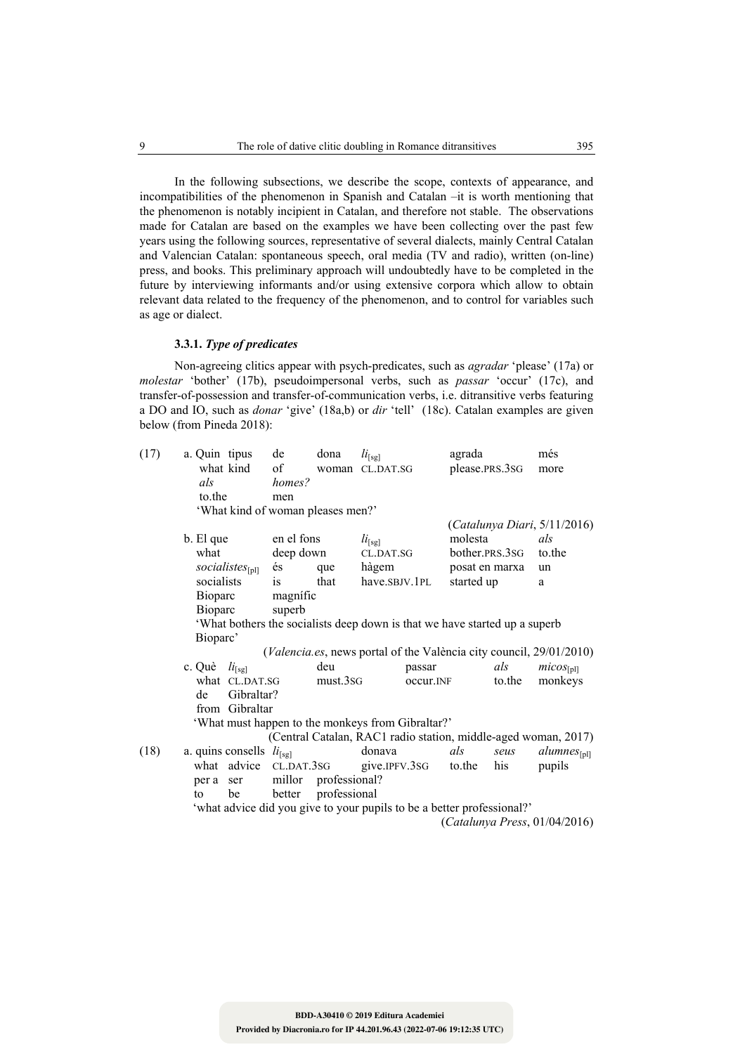In the following subsections, we describe the scope, contexts of appearance, and incompatibilities of the phenomenon in Spanish and Catalan –it is worth mentioning that the phenomenon is notably incipient in Catalan, and therefore not stable. The observations made for Catalan are based on the examples we have been collecting over the past few years using the following sources, representative of several dialects, mainly Central Catalan and Valencian Catalan: spontaneous speech, oral media (TV and radio), written (on-line) press, and books. This preliminary approach will undoubtedly have to be completed in the future by interviewing informants and/or using extensive corpora which allow to obtain relevant data related to the frequency of the phenomenon, and to control for variables such as age or dialect.

### 3.3.1. *Type of predicates*

Non-agreeing clitics appear with psych-predicates, such as *agradar* 'please' (17a) or *molestar* 'bother' (17b), pseudoimpersonal verbs, such as *passar* 'occur' (17c), and transfer-of-possession and transfer-of-communication verbs, i.e. ditransitive verbs featuring a DO and IO, such as *donar* 'give' (18a,b) or *dir* 'tell' (18c). Catalan examples are given below (from Pineda 2018):

(17) a. Quin tipus de dona *li*[sg] agrada més *als* *homes?*
what kind of woman CL.DAT.SG please.PRS.3SG more to.the men
'What kind of woman pleases men?'
(*Catalunya Diari*, 5/11/2016)

b. El que en el fons *li*[sg] molesta *als* *socialistes*[pl] és que hàgem posat en marxa un Bioparc magnífic
what deep down CL.DAT.SG bother.PRS.3SG to.the socialists is that have.SBJV.1PL started up a Bioparc superb
'What bothers the socialists deep down is that we have started up a superb Bioparc'
(*Valencia.es*, news portal of the València city council, 29/01/2010)

c. Què *li*[sg] deu passar *als* *micos*[pl] de Gibraltar?
what CL.DAT.SG must.3SG occur.INF to.the monkeys from Gibraltar
'What must happen to the monkeys from Gibraltar?'
(Central Catalan, RAC1 radio station, middle-aged woman, 2017)

(18) a. quins consells *li*[sg] donava *als* *seus* *alumnes*[pl] per a ser millor professional?
what advice CL.DAT.3SG give.IPFV.3SG to.the his pupils to be better professional
'what advice did you give to your pupils to be a better professional?'
(*Catalunya Press*, 01/04/2016)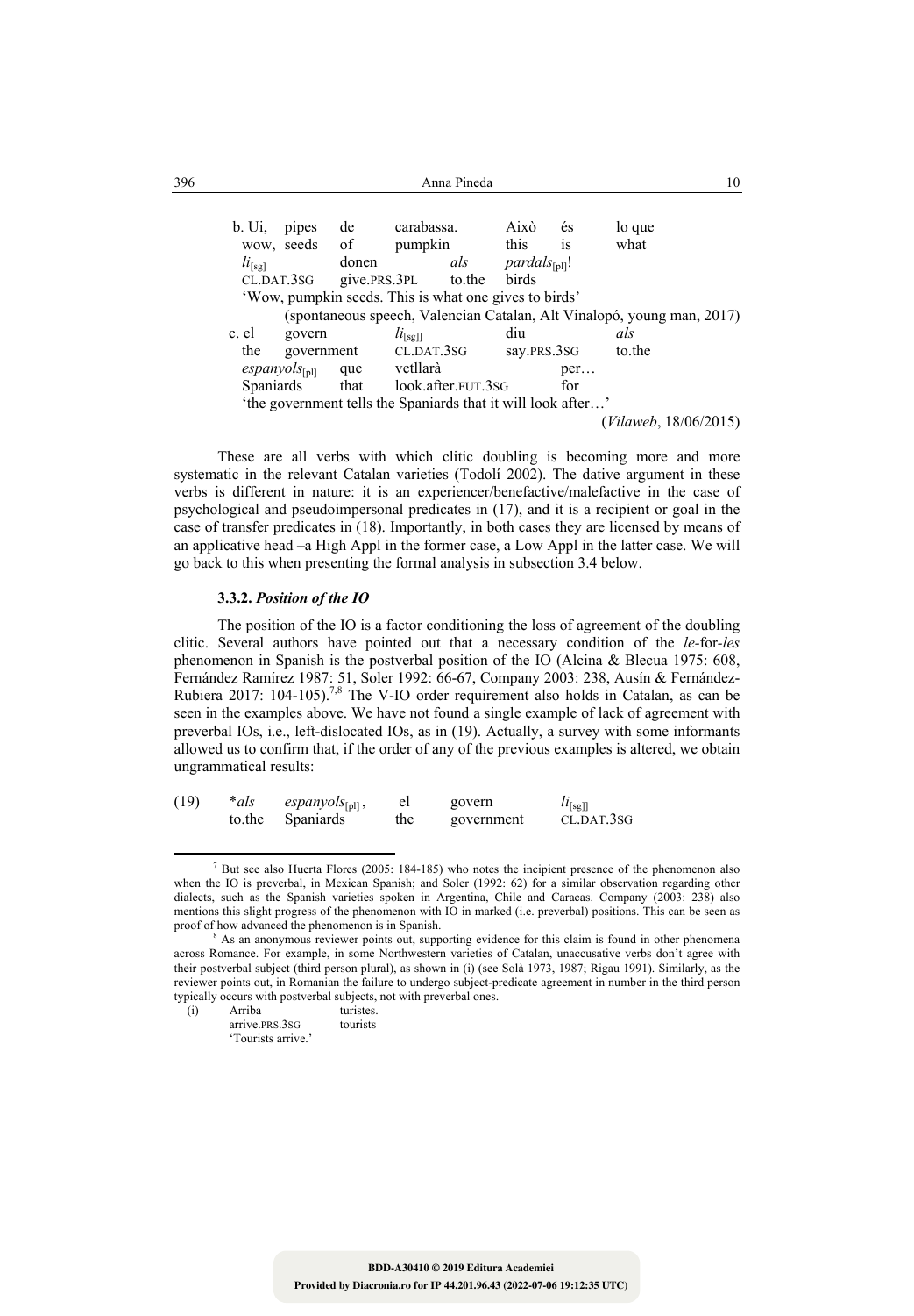b. Ui, pipes de carabassa. Això és lo que  
wow, seeds of pumpkin this is what  
*li*$_{[sg]}$ donen *als* *pardals*$_{[pl]}$!  
CL.DAT.3SG give.PRS.3PL to.the birds  
'Wow, pumpkin seeds. This is what one gives to birds'  
(spontaneous speech, Valencian Catalan, Alt Vinalopó, young man, 2017)

c. el govern *li*$_{[sg]]}$ diu *als*  
the government CL.DAT.3SG say.PRS.3SG to.the  
*espanyols*$_{[pl]}$ que vetllarà per…  
Spaniards that look.after.FUT.3SG for  
'the government tells the Spaniards that it will look after…'  
(*Vilaweb*, 18/06/2015)

These are all verbs with which clitic doubling is becoming more and more systematic in the relevant Catalan varieties (Todolí 2002). The dative argument in these verbs is different in nature: it is an experiencer/benefactive/malefactive in the case of psychological and pseudoimpersonal predicates in (17), and it is a recipient or goal in the case of transfer predicates in (18). Importantly, in both cases they are licensed by means of an applicative head –a High Appl in the former case, a Low Appl in the latter case. We will go back to this when presenting the formal analysis in subsection 3.4 below.

### 3.3.2. *Position of the IO*

The position of the IO is a factor conditioning the loss of agreement of the doubling clitic. Several authors have pointed out that a necessary condition of the *le*-for-*les* phenomenon in Spanish is the postverbal position of the IO (Alcina & Blecua 1975: 608, Fernández Ramírez 1987: 51, Soler 1992: 66-67, Company 2003: 238, Ausín & Fernández-Rubiera 2017: 104-105).[7,8] The V-IO order requirement also holds in Catalan, as can be seen in the examples above. We have not found a single example of lack of agreement with preverbal IOs, i.e., left-dislocated IOs, as in (19). Actually, a survey with some informants allowed us to confirm that, if the order of any of the previous examples is altered, we obtain ungrammatical results:

(19) **als* *espanyols*$_{[pl]}$, el govern *li*$_{[sg]]}$  
to.the Spaniards the government CL.DAT.3SG

---

[7] But see also Huerta Flores (2005: 184-185) who notes the incipient presence of the phenomenon also when the IO is preverbal, in Mexican Spanish; and Soler (1992: 62) for a similar observation regarding other dialects, such as the Spanish varieties spoken in Argentina, Chile and Caracas. Company (2003: 238) also mentions this slight progress of the phenomenon with IO in marked (i.e. preverbal) positions. This can be seen as proof of how advanced the phenomenon is in Spanish.

[8] As an anonymous reviewer points out, supporting evidence for this claim is found in other phenomena across Romance. For example, in some Northwestern varieties of Catalan, unaccusative verbs don't agree with their postverbal subject (third person plural), as shown in (i) (see Solà 1973, 1987; Rigau 1991). Similarly, as the reviewer points out, in Romanian the failure to undergo subject-predicate agreement in number in the third person typically occurs with postverbal subjects, not with preverbal ones.

(i) Arriba turistes.  
arrive.PRS.3SG tourists  
'Tourists arrive.'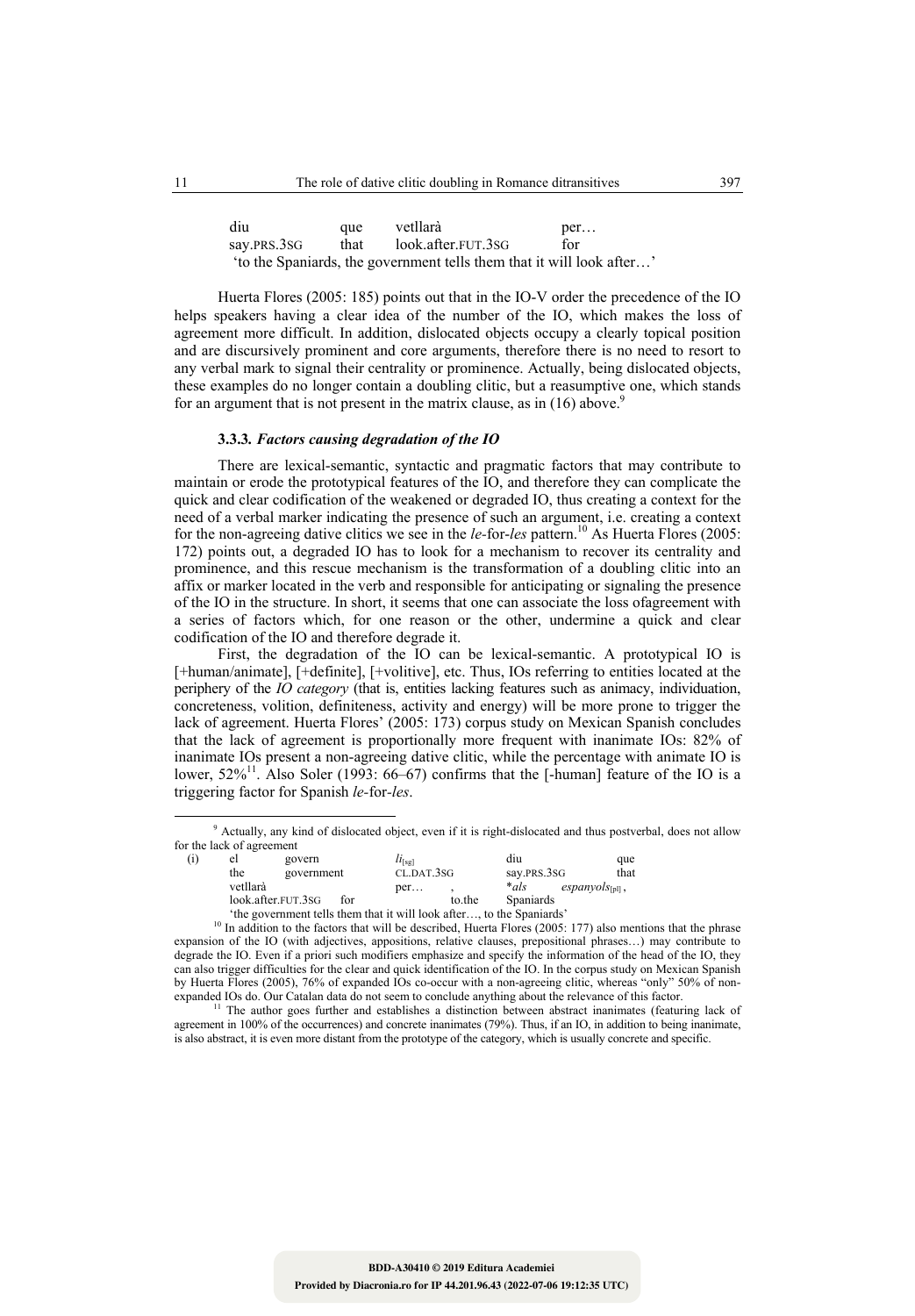| diu | que | vetllarà | per… |
|---|---|---|---|
| say.PRS.3SG | that | look.after.FUT.3SG | for |

'to the Spaniards, the government tells them that it will look after…'

Huerta Flores (2005: 185) points out that in the IO-V order the precedence of the IO helps speakers having a clear idea of the number of the IO, which makes the loss of agreement more difficult. In addition, dislocated objects occupy a clearly topical position and are discursively prominent and core arguments, therefore there is no need to resort to any verbal mark to signal their centrality or prominence. Actually, being dislocated objects, these examples do no longer contain a doubling clitic, but a reasumptive one, which stands for an argument that is not present in the matrix clause, as in (16) above.[9]

### 3.3.3. *Factors causing degradation of the IO*

There are lexical-semantic, syntactic and pragmatic factors that may contribute to maintain or erode the prototypical features of the IO, and therefore they can complicate the quick and clear codification of the weakened or degraded IO, thus creating a context for the need of a verbal marker indicating the presence of such an argument, i.e. creating a context for the non-agreeing dative clitics we see in the *le*-for-*les* pattern.[10] As Huerta Flores (2005: 172) points out, a degraded IO has to look for a mechanism to recover its centrality and prominence, and this rescue mechanism is the transformation of a doubling clitic into an affix or marker located in the verb and responsible for anticipating or signaling the presence of the IO in the structure. In short, it seems that one can associate the loss ofagreement with a series of factors which, for one reason or the other, undermine a quick and clear codification of the IO and therefore degrade it.

First, the degradation of the IO can be lexical-semantic. A prototypical IO is [+human/animate], [+definite], [+volitive], etc. Thus, IOs referring to entities located at the periphery of the *IO category* (that is, entities lacking features such as animacy, individuation, concreteness, volition, definiteness, activity and energy) will be more prone to trigger the lack of agreement. Huerta Flores' (2005: 173) corpus study on Mexican Spanish concludes that the lack of agreement is proportionally more frequent with inanimate IOs: 82% of inanimate IOs present a non-agreeing dative clitic, while the percentage with animate IO is lower, 52%[11]. Also Soler (1993: 66–67) confirms that the [-human] feature of the IO is a triggering factor for Spanish *le*-for-*les*.

---

[9] Actually, any kind of dislocated object, even if it is right-dislocated and thus postverbal, does not allow for the lack of agreement

(i)

| el | govern | $li_{[sg]}$ | diu | que |
|---|---|---|---|---|
| the | government | CL.DAT.3SG | say.PRS.3SG | that |

| vetllarà | | per… | , | \**als* | *espanyols*$_{[pl]}$ , |
|---|---|---|---|---|---|
| look.after.FUT.3SG | for | | to.the | Spaniards | |

'the government tells them that it will look after…, to the Spaniards'

[10] In addition to the factors that will be described, Huerta Flores (2005: 177) also mentions that the phrase expansion of the IO (with adjectives, appositions, relative clauses, prepositional phrases…) may contribute to degrade the IO. Even if a priori such modifiers emphasize and specify the information of the head of the IO, they can also trigger difficulties for the clear and quick identification of the IO. In the corpus study on Mexican Spanish by Huerta Flores (2005), 76% of expanded IOs co-occur with a non-agreeing clitic, whereas "only" 50% of non-expanded IOs do. Our Catalan data do not seem to conclude anything about the relevance of this factor.

[11] The author goes further and establishes a distinction between abstract inanimates (featuring lack of agreement in 100% of the occurrences) and concrete inanimates (79%). Thus, if an IO, in addition to being inanimate, is also abstract, it is even more distant from the prototype of the category, which is usually concrete and specific.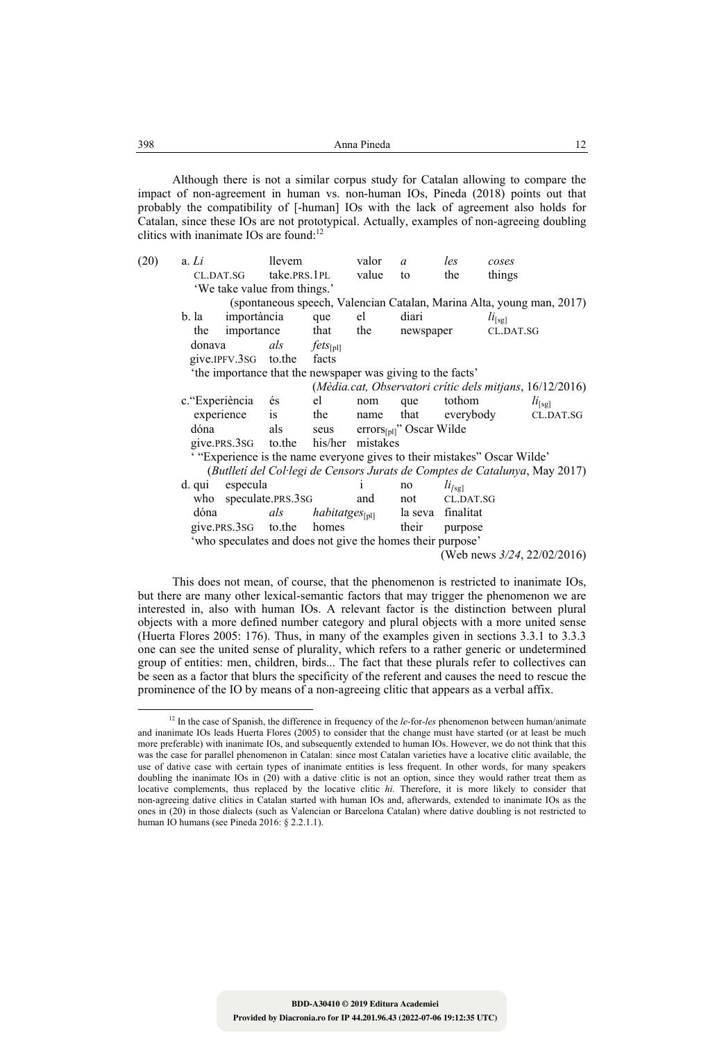Although there is not a similar corpus study for Catalan allowing to compare the impact of non-agreement in human vs. non-human IOs, Pineda (2018) points out that probably the compatibility of [-human] IOs with the lack of agreement also holds for Catalan, since these IOs are not prototypical. Actually, examples of non-agreeing doubling clitics with inanimate IOs are found:[12]

(20) a. *Li* llevem valor *a* *les* *coses*
   CL.DAT.SG take.PRS.1PL value to the things
   'We take value from things.'
   (spontaneous speech, Valencian Catalan, Marina Alta, young man, 2017)

b. la importància que el diari *li*$_{[sg]}$ donava *als* *fets*$_{[pl]}$
   the importance that the newspaper CL.DAT.SG give.IPFV.3SG to.the facts
   'the importance that the newspaper was giving to the facts'
   (*Mèdia.cat, Observatori crític dels mitjans*, 16/12/2016)

c. "Experiència és el nom que tothom *li*$_{[sg]}$ dóna als seus errors$_{[pl]}$" Oscar Wilde
   experience is the name that everybody CL.DAT.SG give.PRS.3SG to.the his/her mistakes
   ' "Experience is the name everyone gives to their mistakes" Oscar Wilde'
   (*Butlletí del Col·legi de Censors Jurats de Comptes de Catalunya*, May 2017)

d. qui especula i no *li*$_{[sg]}$ dóna *als* *habitatges*$_{[pl]}$ la seva finalitat
   who speculate.PRS.3SG and not CL.DAT.SG give.PRS.3SG to.the homes their purpose
   'who speculates and does not give the homes their purpose'
   (Web news *3/24*, 22/02/2016)

This does not mean, of course, that the phenomenon is restricted to inanimate IOs, but there are many other lexical-semantic factors that may trigger the phenomenon we are interested in, also with human IOs. A relevant factor is the distinction between plural objects with a more defined number category and plural objects with a more united sense (Huerta Flores 2005: 176). Thus, in many of the examples given in sections 3.3.1 to 3.3.3 one can see the united sense of plurality, which refers to a rather generic or undetermined group of entities: men, children, birds... The fact that these plurals refer to collectives can be seen as a factor that blurs the specificity of the referent and causes the need to rescue the prominence of the IO by means of a non-agreeing clitic that appears as a verbal affix.

[12] In the case of Spanish, the difference in frequency of the *le*-for-*les* phenomenon between human/animate and inanimate IOs leads Huerta Flores (2005) to consider that the change must have started (or at least be much more preferable) with inanimate IOs, and subsequently extended to human IOs. However, we do not think that this was the case for parallel phenomenon in Catalan: since most Catalan varieties have a locative clitic available, the use of dative case with certain types of inanimate entities is less frequent. In other words, for many speakers doubling the inanimate IOs in (20) with a dative clitic is not an option, since they would rather treat them as locative complements, thus replaced by the locative clitic *hi.* Therefore, it is more likely to consider that non-agreeing dative clitics in Catalan started with human IOs and, afterwards, extended to inanimate IOs as the ones in (20) in those dialects (such as Valencian or Barcelona Catalan) where dative doubling is not restricted to human IO humans (see Pineda 2016: § 2.2.1.1).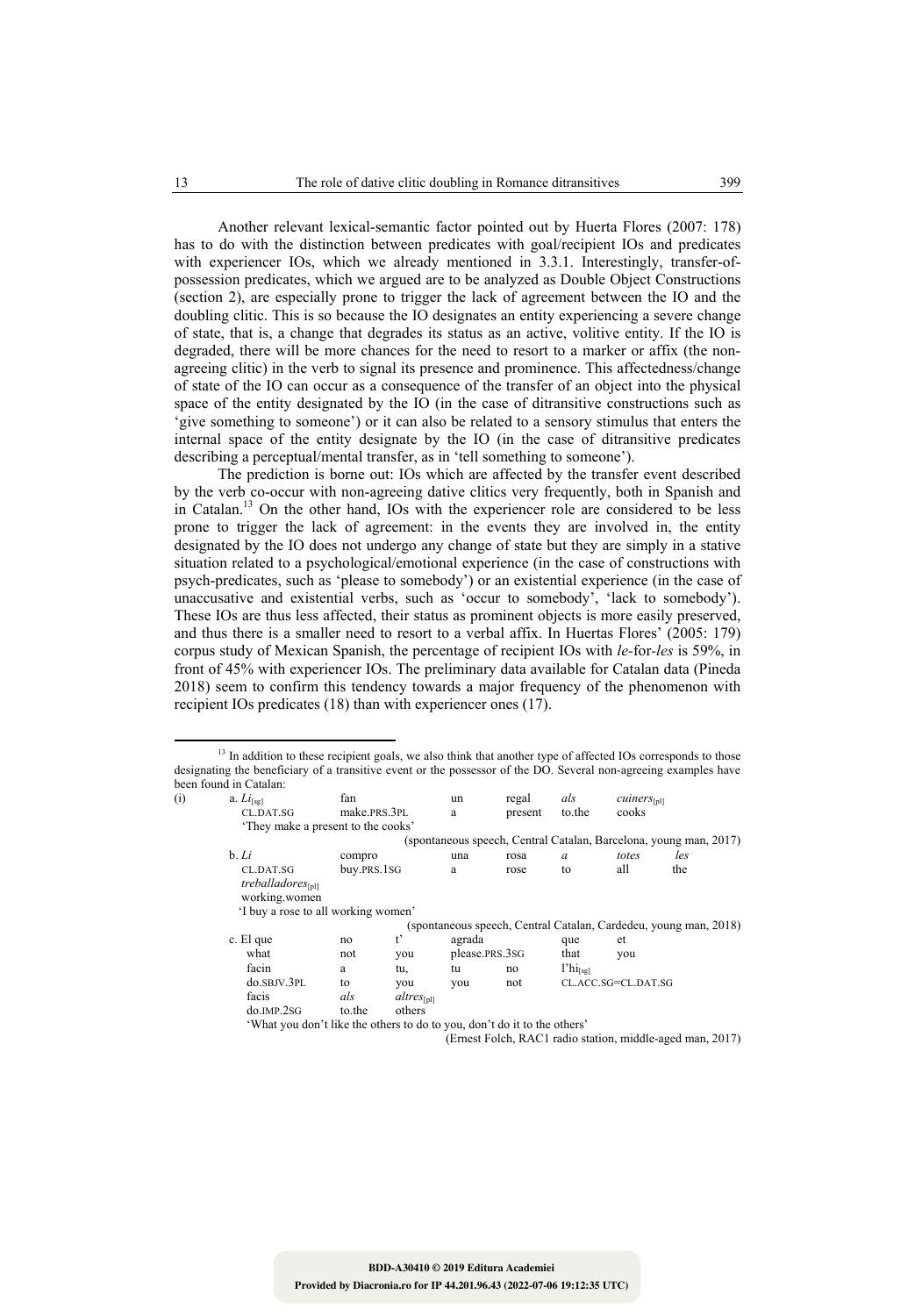Another relevant lexical-semantic factor pointed out by Huerta Flores (2007: 178) has to do with the distinction between predicates with goal/recipient IOs and predicates with experiencer IOs, which we already mentioned in 3.3.1. Interestingly, transfer-of-possession predicates, which we argued are to be analyzed as Double Object Constructions (section 2), are especially prone to trigger the lack of agreement between the IO and the doubling clitic. This is so because the IO designates an entity experiencing a severe change of state, that is, a change that degrades its status as an active, volitive entity. If the IO is degraded, there will be more chances for the need to resort to a marker or affix (the non-agreeing clitic) in the verb to signal its presence and prominence. This affectedness/change of state of the IO can occur as a consequence of the transfer of an object into the physical space of the entity designated by the IO (in the case of ditransitive constructions such as 'give something to someone') or it can also be related to a sensory stimulus that enters the internal space of the entity designate by the IO (in the case of ditransitive predicates describing a perceptual/mental transfer, as in 'tell something to someone').

The prediction is borne out: IOs which are affected by the transfer event described by the verb co-occur with non-agreeing dative clitics very frequently, both in Spanish and in Catalan.[13] On the other hand, IOs with the experiencer role are considered to be less prone to trigger the lack of agreement: in the events they are involved in, the entity designated by the IO does not undergo any change of state but they are simply in a stative situation related to a psychological/emotional experience (in the case of constructions with psych-predicates, such as 'please to somebody') or an existential experience (in the case of unaccusative and existential verbs, such as 'occur to somebody', 'lack to somebody'). These IOs are thus less affected, their status as prominent objects is more easily preserved, and thus there is a smaller need to resort to a verbal affix. In Huertas Flores' (2005: 179) corpus study of Mexican Spanish, the percentage of recipient IOs with *le*-for-*les* is 59%, in front of 45% with experiencer IOs. The preliminary data available for Catalan data (Pineda 2018) seem to confirm this tendency towards a major frequency of the phenomenon with recipient IOs predicates (18) than with experiencer ones (17).

---

[13] In addition to these recipient goals, we also think that another type of affected IOs corresponds to those designating the beneficiary of a transitive event or the possessor of the DO. Several non-agreeing examples have been found in Catalan:

(i) a. *Li*$_{[sg]}$ fan un regal *als* *cuiners*$_{[pl]}$
CL.DAT.SG make.PRS.3PL a present to.the cooks
'They make a present to the cooks'
(spontaneous speech, Central Catalan, Barcelona, young man, 2017)

b. *Li* compro una rosa *a* *totes* *les* *treballadores*$_{[pl]}$
CL.DAT.SG buy.PRS.1SG a rose to all the working.women
'I buy a rose to all working women'
(spontaneous speech, Central Catalan, Cardedeu, young man, 2018)

c. El que no t' agrada que et facin a tu, tu no l'hi$_{[sg]}$ facis *als* *altres*$_{[pl]}$
what not you please.PRS.3SG that you do.SBJV.3PL to you you not CL.ACC.SG=CL.DAT.SG do.IMP.2SG to.the others
'What you don't like the others to do to you, don't do it to the others'
(Ernest Folch, RAC1 radio station, middle-aged man, 2017)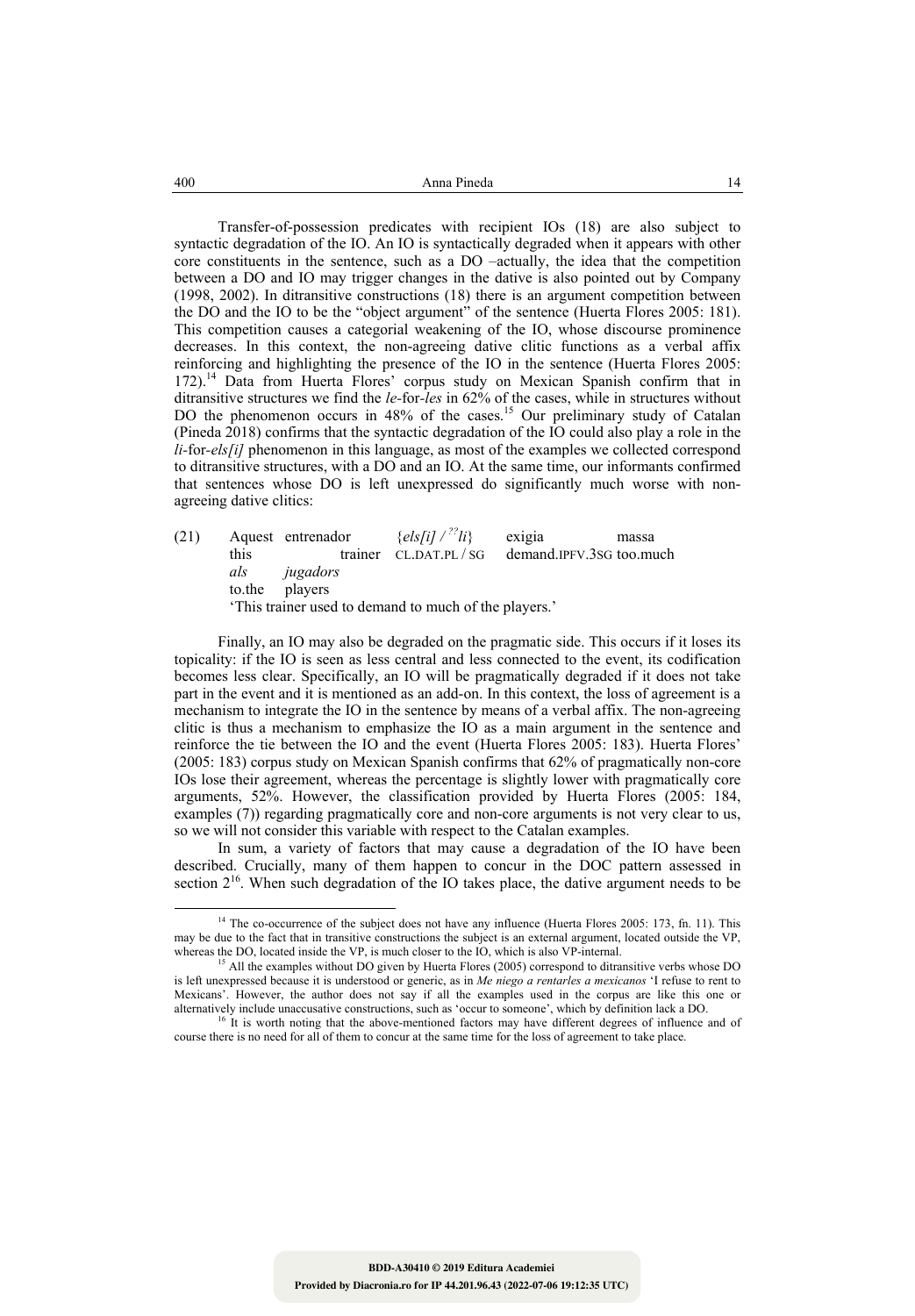Transfer-of-possession predicates with recipient IOs (18) are also subject to syntactic degradation of the IO. An IO is syntactically degraded when it appears with other core constituents in the sentence, such as a DO –actually, the idea that the competition between a DO and IO may trigger changes in the dative is also pointed out by Company (1998, 2002). In ditransitive constructions (18) there is an argument competition between the DO and the IO to be the "object argument" of the sentence (Huerta Flores 2005: 181). This competition causes a categorial weakening of the IO, whose discourse prominence decreases. In this context, the non-agreeing dative clitic functions as a verbal affix reinforcing and highlighting the presence of the IO in the sentence (Huerta Flores 2005: 172).[14] Data from Huerta Flores' corpus study on Mexican Spanish confirm that in ditransitive structures we find the *le*-for-*les* in 62% of the cases, while in structures without DO the phenomenon occurs in 48% of the cases.[15] Our preliminary study of Catalan (Pineda 2018) confirms that the syntactic degradation of the IO could also play a role in the *li*-for-*els[i]* phenomenon in this language, as most of the examples we collected correspond to ditransitive structures, with a DO and an IO. At the same time, our informants confirmed that sentences whose DO is left unexpressed do significantly much worse with non-agreeing dative clitics:

(21) Aquest entrenador {*els[i]* / ??*li*} exigia massa *als jugadors*
this trainer CL.DAT.PL / SG demand.IPFV.3SG too.much to.the players
'This trainer used to demand to much of the players.'

Finally, an IO may also be degraded on the pragmatic side. This occurs if it loses its topicality: if the IO is seen as less central and less connected to the event, its codification becomes less clear. Specifically, an IO will be pragmatically degraded if it does not take part in the event and it is mentioned as an add-on. In this context, the loss of agreement is a mechanism to integrate the IO in the sentence by means of a verbal affix. The non-agreeing clitic is thus a mechanism to emphasize the IO as a main argument in the sentence and reinforce the tie between the IO and the event (Huerta Flores 2005: 183). Huerta Flores' (2005: 183) corpus study on Mexican Spanish confirms that 62% of pragmatically non-core IOs lose their agreement, whereas the percentage is slightly lower with pragmatically core arguments, 52%. However, the classification provided by Huerta Flores (2005: 184, examples (7)) regarding pragmatically core and non-core arguments is not very clear to us, so we will not consider this variable with respect to the Catalan examples.

In sum, a variety of factors that may cause a degradation of the IO have been described. Crucially, many of them happen to concur in the DOC pattern assessed in section 2[16]. When such degradation of the IO takes place, the dative argument needs to be

---

[14] The co-occurrence of the subject does not have any influence (Huerta Flores 2005: 173, fn. 11). This may be due to the fact that in transitive constructions the subject is an external argument, located outside the VP, whereas the DO, located inside the VP, is much closer to the IO, which is also VP-internal.

[15] All the examples without DO given by Huerta Flores (2005) correspond to ditransitive verbs whose DO is left unexpressed because it is understood or generic, as in *Me niego a rentarles a mexicanos* 'I refuse to rent to Mexicans'. However, the author does not say if all the examples used in the corpus are like this one or alternatively include unaccusative constructions, such as 'occur to someone', which by definition lack a DO.

[16] It is worth noting that the above-mentioned factors may have different degrees of influence and of course there is no need for all of them to concur at the same time for the loss of agreement to take place.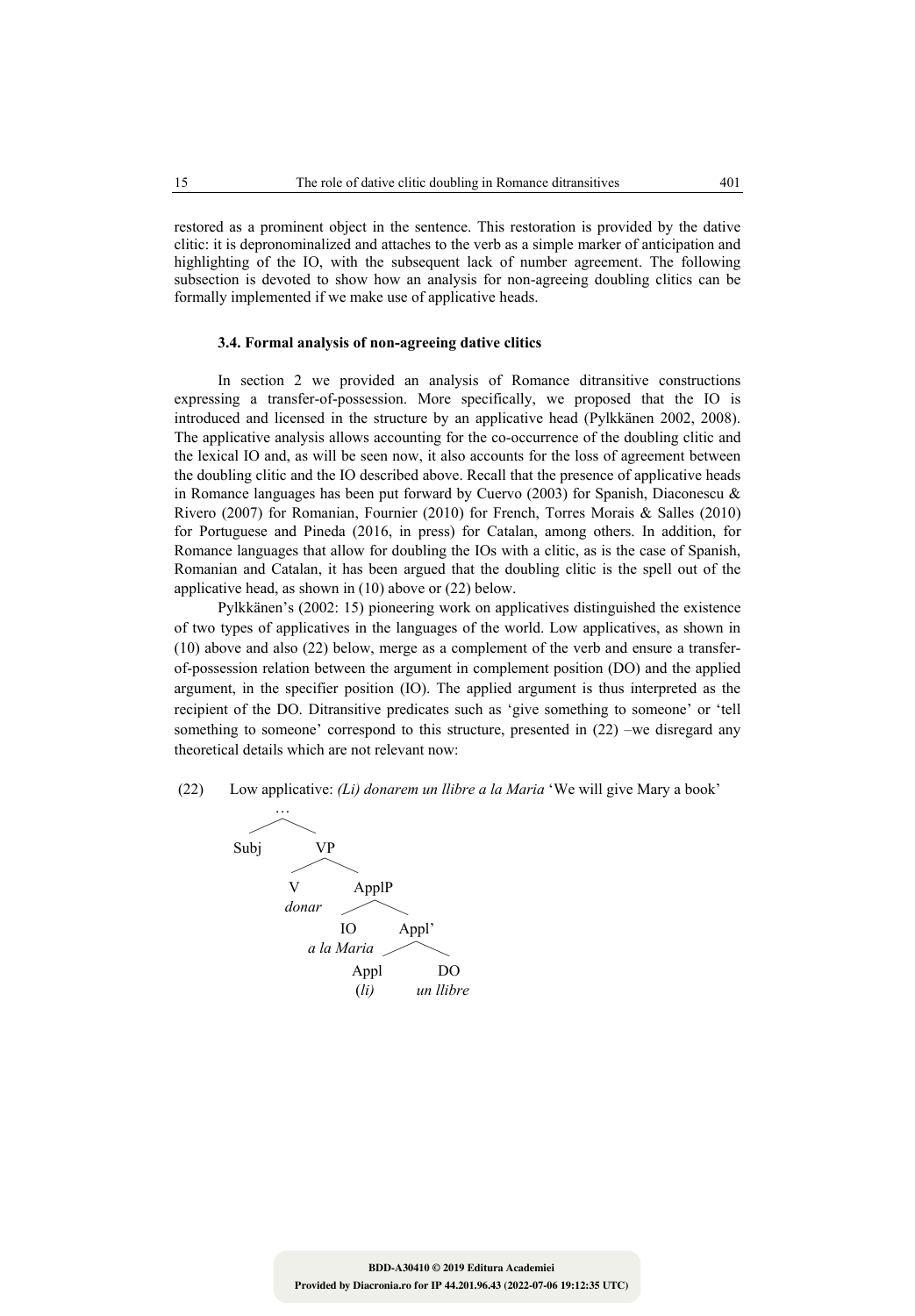restored as a prominent object in the sentence. This restoration is provided by the dative clitic: it is depronominalized and attaches to the verb as a simple marker of anticipation and highlighting of the IO, with the subsequent lack of number agreement. The following subsection is devoted to show how an analysis for non-agreeing doubling clitics can be formally implemented if we make use of applicative heads.

### 3.4. Formal analysis of non-agreeing dative clitics

In section 2 we provided an analysis of Romance ditransitive constructions expressing a transfer-of-possession. More specifically, we proposed that the IO is introduced and licensed in the structure by an applicative head (Pylkkänen 2002, 2008). The applicative analysis allows accounting for the co-occurrence of the doubling clitic and the lexical IO and, as will be seen now, it also accounts for the loss of agreement between the doubling clitic and the IO described above. Recall that the presence of applicative heads in Romance languages has been put forward by Cuervo (2003) for Spanish, Diaconescu & Rivero (2007) for Romanian, Fournier (2010) for French, Torres Morais & Salles (2010) for Portuguese and Pineda (2016, in press) for Catalan, among others. In addition, for Romance languages that allow for doubling the IOs with a clitic, as is the case of Spanish, Romanian and Catalan, it has been argued that the doubling clitic is the spell out of the applicative head, as shown in (10) above or (22) below.

Pylkkänen's (2002: 15) pioneering work on applicatives distinguished the existence of two types of applicatives in the languages of the world. Low applicatives, as shown in (10) above and also (22) below, merge as a complement of the verb and ensure a transfer-of-possession relation between the argument in complement position (DO) and the applied argument, in the specifier position (IO). The applied argument is thus interpreted as the recipient of the DO. Ditransitive predicates such as 'give something to someone' or 'tell something to someone' correspond to this structure, presented in (22) –we disregard any theoretical details which are not relevant now:

(22) Low applicative: *(Li) donarem un llibre a la Maria* 'We will give Mary a book'

```
        …
      /   \
   Subj    VP
          /  \
         V    ApplP
      donar   /    \
             IO     Appl'
       a la Maria   /    \
                 Appl     DO
                 (li)   un llibre
```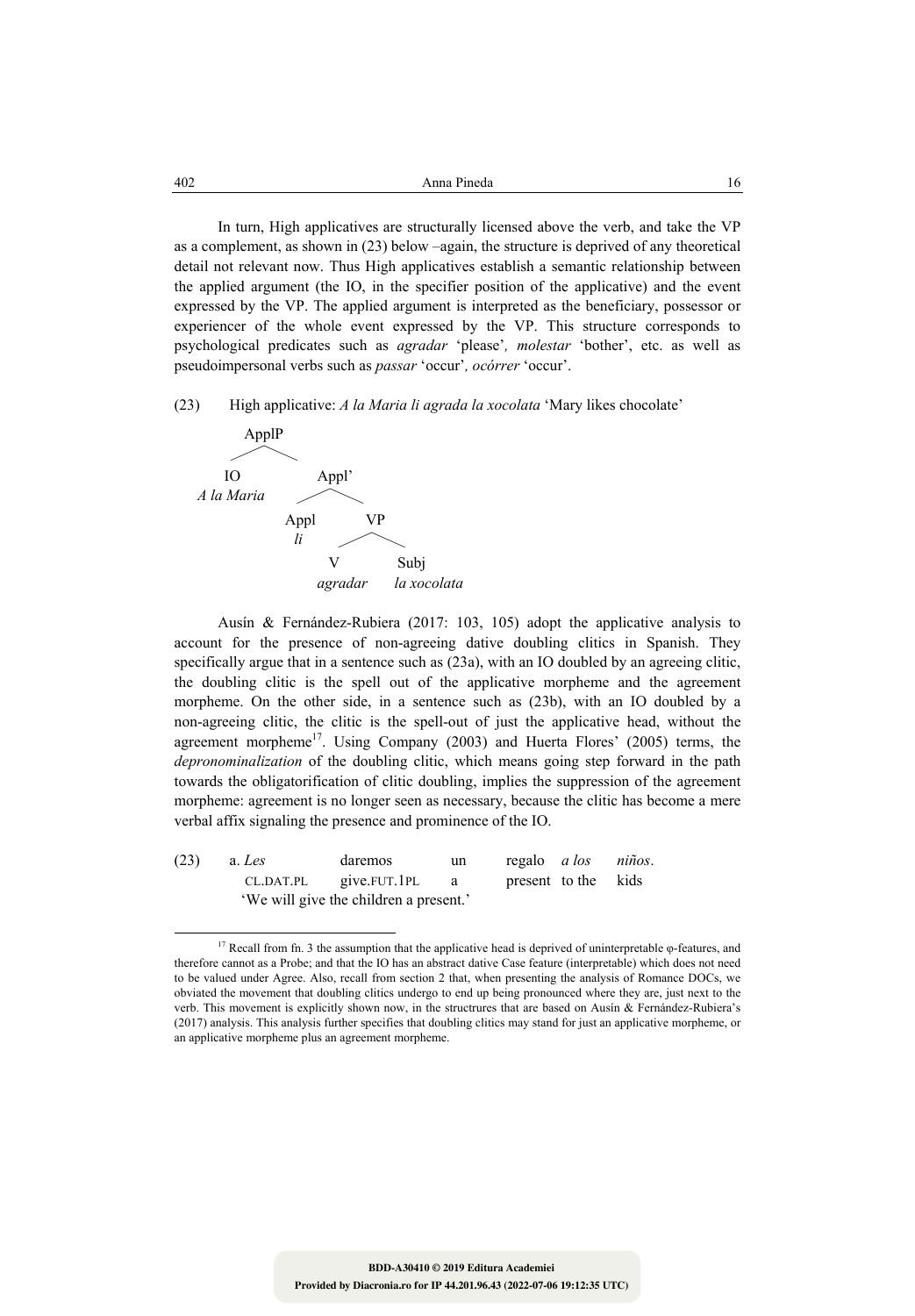In turn, High applicatives are structurally licensed above the verb, and take the VP as a complement, as shown in (23) below –again, the structure is deprived of any theoretical detail not relevant now. Thus High applicatives establish a semantic relationship between the applied argument (the IO, in the specifier position of the applicative) and the event expressed by the VP. The applied argument is interpreted as the beneficiary, possessor or experiencer of the whole event expressed by the VP. This structure corresponds to psychological predicates such as *agradar* 'please', *molestar* 'bother', etc. as well as pseudoimpersonal verbs such as *passar* 'occur', *ocórrer* 'occur'.

(23) High applicative: *A la Maria li agrada la xocolata* 'Mary likes chocolate'

```
ApplP
├── IO
│   A la Maria
└── Appl'
    ├── Appl
    │   li
    └── VP
        ├── V
        │   agradar
        └── Subj
            la xocolata
```

Ausín & Fernández-Rubiera (2017: 103, 105) adopt the applicative analysis to account for the presence of non-agreeing dative doubling clitics in Spanish. They specifically argue that in a sentence such as (23a), with an IO doubled by an agreeing clitic, the doubling clitic is the spell out of the applicative morpheme and the agreement morpheme. On the other side, in a sentence such as (23b), with an IO doubled by a non-agreeing clitic, the clitic is the spell-out of just the applicative head, without the agreement morpheme[17]. Using Company (2003) and Huerta Flores' (2005) terms, the *depronominalization* of the doubling clitic, which means going step forward in the path towards the obligatorification of clitic doubling, implies the suppression of the agreement morpheme: agreement is no longer seen as necessary, because the clitic has become a mere verbal affix signaling the presence and prominence of the IO.

(23) a. *Les* daremos un regalo *a los niños*.
   CL.DAT.PL give.FUT.1PL a present to the kids
   'We will give the children a present.'

---

[17] Recall from fn. 3 the assumption that the applicative head is deprived of uninterpretable φ-features, and therefore cannot as a Probe; and that the IO has an abstract dative Case feature (interpretable) which does not need to be valued under Agree. Also, recall from section 2 that, when presenting the analysis of Romance DOCs, we obviated the movement that doubling clitics undergo to end up being pronounced where they are, just next to the verb. This movement is explicitly shown now, in the structrures that are based on Ausín & Fernández-Rubiera's (2017) analysis. This analysis further specifies that doubling clitics may stand for just an applicative morpheme, or an applicative morpheme plus an agreement morpheme.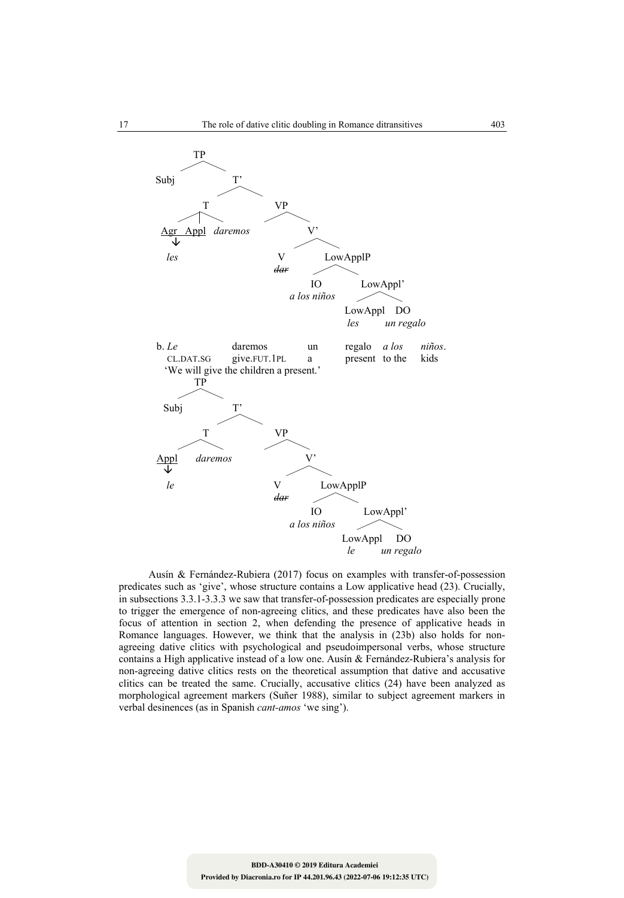```
            TP
         /      \
      Subj       T'
               /    \
              T       VP
           /  |  \      \
        Agr Appl daremos  V'
         ↓              /    \
        les            V      LowApplP
                      dar    /       \
                            IO        LowAppl'
                        a los niños   /      \
                                  LowAppl     DO
                                    les     un regalo
```

b. *Le* daremos un regalo *a los niños*.
CL.DAT.SG give.FUT.1PL a present to the kids
'We will give the children a present.'

```
            TP
         /      \
      Subj       T'
               /    \
              T       VP
           /    \       \
        Appl   daremos    V'
         ↓              /    \
         le            V      LowApplP
                      dar    /       \
                            IO        LowAppl'
                        a los niños   /      \
                                  LowAppl     DO
                                    le      un regalo
```

Ausín & Fernández-Rubiera (2017) focus on examples with transfer-of-possession predicates such as 'give', whose structure contains a Low applicative head (23). Crucially, in subsections 3.3.1-3.3.3 we saw that transfer-of-possession predicates are especially prone to trigger the emergence of non-agreeing clitics, and these predicates have also been the focus of attention in section 2, when defending the presence of applicative heads in Romance languages. However, we think that the analysis in (23b) also holds for non-agreeing dative clitics with psychological and pseudoimpersonal verbs, whose structure contains a High applicative instead of a low one. Ausín & Fernández-Rubiera's analysis for non-agreeing dative clitics rests on the theoretical assumption that dative and accusative clitics can be treated the same. Crucially, accusative clitics (24) have been analyzed as morphological agreement markers (Suñer 1988), similar to subject agreement markers in verbal desinences (as in Spanish *cant-amos* 'we sing').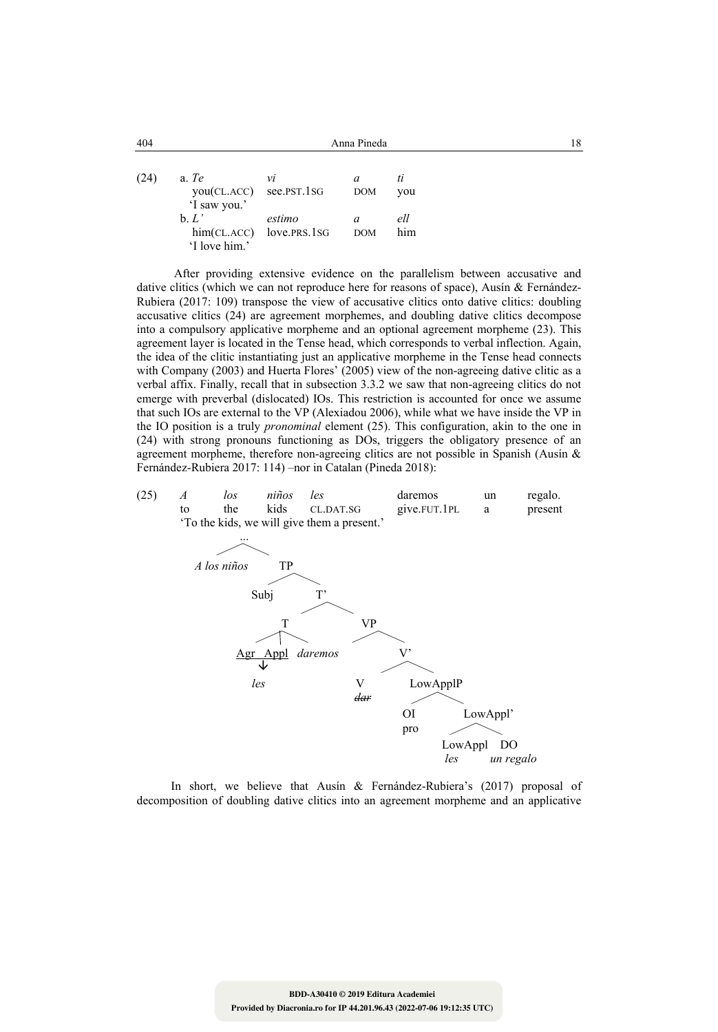(24) a. *Te* | *vi* | *a* | *ti*
you(CL.ACC) | see.PST.1SG | DOM | you
'I saw you.'

b. *L'* | *estimo* | *a* | *ell*
him(CL.ACC) | love.PRS.1SG | DOM | him
'I love him.'

After providing extensive evidence on the parallelism between accusative and dative clitics (which we can not reproduce here for reasons of space), Ausín & Fernández-Rubiera (2017: 109) transpose the view of accusative clitics onto dative clitics: doubling accusative clitics (24) are agreement morphemes, and doubling dative clitics decompose into a compulsory applicative morpheme and an optional agreement morpheme (23). This agreement layer is located in the Tense head, which corresponds to verbal inflection. Again, the idea of the clitic instantiating just an applicative morpheme in the Tense head connects with Company (2003) and Huerta Flores' (2005) view of the non-agreeing dative clitic as a verbal affix. Finally, recall that in subsection 3.3.2 we saw that non-agreeing clitics do not emerge with preverbal (dislocated) IOs. This restriction is accounted for once we assume that such IOs are external to the VP (Alexiadou 2006), while what we have inside the VP in the IO position is a truly *pronominal* element (25). This configuration, akin to the one in (24) with strong pronouns functioning as DOs, triggers the obligatory presence of an agreement morpheme, therefore non-agreeing clitics are not possible in Spanish (Ausín & Fernández-Rubiera 2017: 114) –nor in Catalan (Pineda 2018):

(25) *A* | *los* | *niños* | *les* | *daremos* | *un* | *regalo.*
to | the | kids | CL.DAT.SG | give.FUT.1PL | a | present
'To the kids, we will give them a present.'

```
[... [A los niños] [TP Subj [T' [T [Agr Appl] daremos] [VP [V' [V dar] [LowApplP [OI pro] [LowAppl' [LowAppl les] [DO un regalo]]]]]]]]
```
(Agr Appl → *les*; V *dar* struck through)

In short, we believe that Ausín & Fernández-Rubiera's (2017) proposal of decomposition of doubling dative clitics into an agreement morpheme and an applicative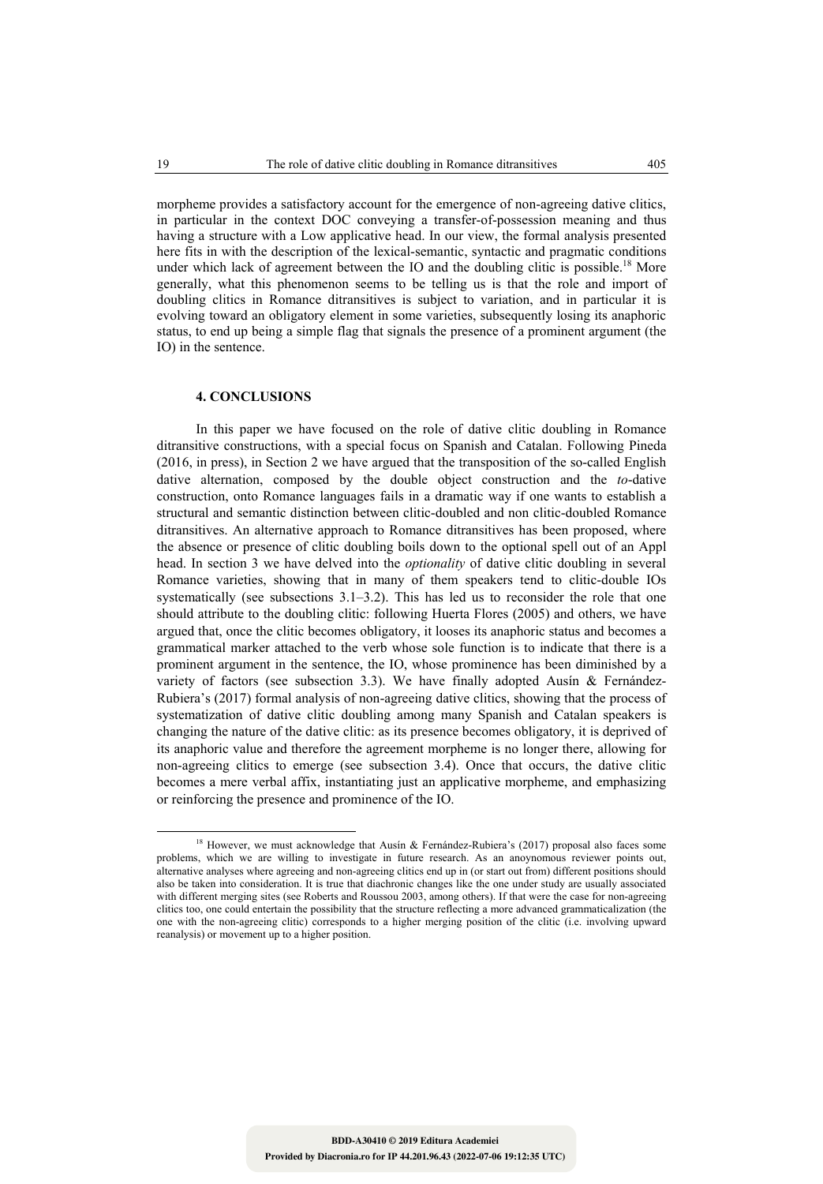morpheme provides a satisfactory account for the emergence of non-agreeing dative clitics, in particular in the context DOC conveying a transfer-of-possession meaning and thus having a structure with a Low applicative head. In our view, the formal analysis presented here fits in with the description of the lexical-semantic, syntactic and pragmatic conditions under which lack of agreement between the IO and the doubling clitic is possible.[18] More generally, what this phenomenon seems to be telling us is that the role and import of doubling clitics in Romance ditransitives is subject to variation, and in particular it is evolving toward an obligatory element in some varieties, subsequently losing its anaphoric status, to end up being a simple flag that signals the presence of a prominent argument (the IO) in the sentence.

## 4. CONCLUSIONS

In this paper we have focused on the role of dative clitic doubling in Romance ditransitive constructions, with a special focus on Spanish and Catalan. Following Pineda (2016, in press), in Section 2 we have argued that the transposition of the so-called English dative alternation, composed by the double object construction and the *to*-dative construction, onto Romance languages fails in a dramatic way if one wants to establish a structural and semantic distinction between clitic-doubled and non clitic-doubled Romance ditransitives. An alternative approach to Romance ditransitives has been proposed, where the absence or presence of clitic doubling boils down to the optional spell out of an Appl head. In section 3 we have delved into the *optionality* of dative clitic doubling in several Romance varieties, showing that in many of them speakers tend to clitic-double IOs systematically (see subsections 3.1–3.2). This has led us to reconsider the role that one should attribute to the doubling clitic: following Huerta Flores (2005) and others, we have argued that, once the clitic becomes obligatory, it looses its anaphoric status and becomes a grammatical marker attached to the verb whose sole function is to indicate that there is a prominent argument in the sentence, the IO, whose prominence has been diminished by a variety of factors (see subsection 3.3). We have finally adopted Ausín & Fernández-Rubiera's (2017) formal analysis of non-agreeing dative clitics, showing that the process of systematization of dative clitic doubling among many Spanish and Catalan speakers is changing the nature of the dative clitic: as its presence becomes obligatory, it is deprived of its anaphoric value and therefore the agreement morpheme is no longer there, allowing for non-agreeing clitics to emerge (see subsection 3.4). Once that occurs, the dative clitic becomes a mere verbal affix, instantiating just an applicative morpheme, and emphasizing or reinforcing the presence and prominence of the IO.

[18] However, we must acknowledge that Ausín & Fernández-Rubiera's (2017) proposal also faces some problems, which we are willing to investigate in future research. As an anoynomous reviewer points out, alternative analyses where agreeing and non-agreeing clitics end up in (or start out from) different positions should also be taken into consideration. It is true that diachronic changes like the one under study are usually associated with different merging sites (see Roberts and Roussou 2003, among others). If that were the case for non-agreeing clitics too, one could entertain the possibility that the structure reflecting a more advanced grammaticalization (the one with the non-agreeing clitic) corresponds to a higher merging position of the clitic (i.e. involving upward reanalysis) or movement up to a higher position.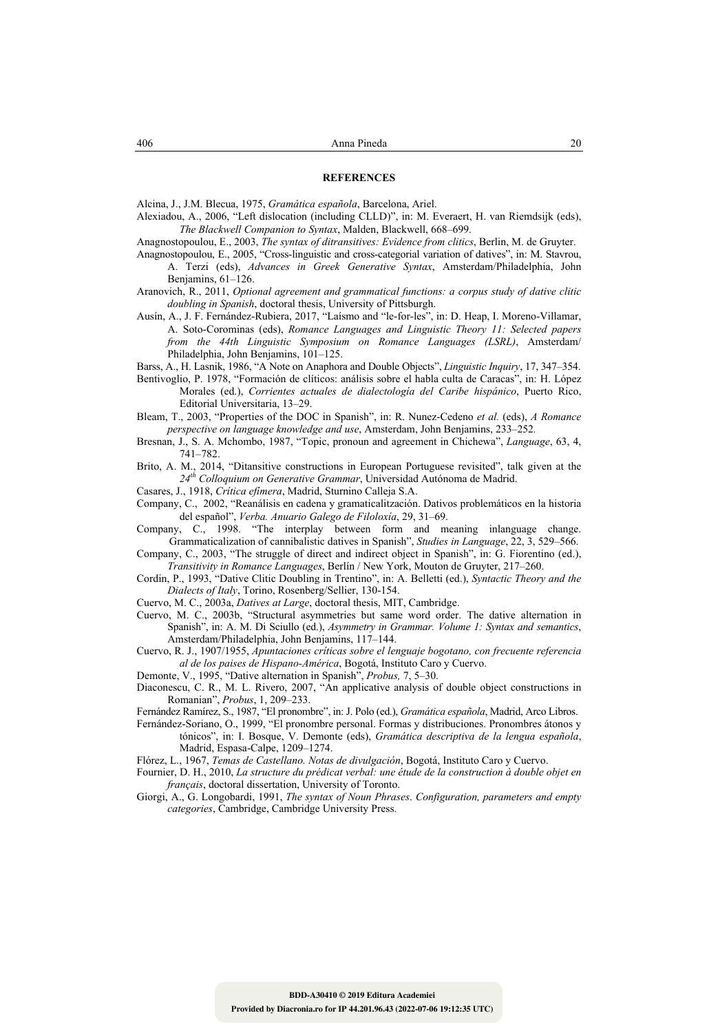## REFERENCES

Alcina, J., J.M. Blecua, 1975, *Gramática española*, Barcelona, Ariel.

Alexiadou, A., 2006, "Left dislocation (including CLLD)", in: M. Everaert, H. van Riemdsijk (eds), *The Blackwell Companion to Syntax*, Malden, Blackwell, 668–699.

Anagnostopoulou, E., 2003, *The syntax of ditransitives: Evidence from clitics*, Berlin, M. de Gruyter.

Anagnostopoulou, E., 2005, "Cross-linguistic and cross-categorial variation of datives", in: M. Stavrou, A. Terzi (eds), *Advances in Greek Generative Syntax*, Amsterdam/Philadelphia, John Benjamins, 61–126.

Aranovich, R., 2011, *Optional agreement and grammatical functions: a corpus study of dative clitic doubling in Spanish*, doctoral thesis, University of Pittsburgh.

Ausín, A., J. F. Fernández-Rubiera, 2017, "Laísmo and "le-for-les", in: D. Heap, I. Moreno-Villamar, A. Soto-Corominas (eds), *Romance Languages and Linguistic Theory 11: Selected papers from the 44th Linguistic Symposium on Romance Languages (LSRL)*, Amsterdam/ Philadelphia, John Benjamins, 101–125.

Barss, A., H. Lasnik, 1986, "A Note on Anaphora and Double Objects", *Linguistic Inquiry*, 17, 347–354.

Bentivoglio, P. 1978, "Formación de clíticos: análisis sobre el habla culta de Caracas", in: H. López Morales (ed.), *Corrientes actuales de dialectología del Caribe hispánico*, Puerto Rico, Editorial Universitaria, 13–29.

Bleam, T., 2003, "Properties of the DOC in Spanish", in: R. Nunez-Cedeno *et al.* (eds), *A Romance perspective on language knowledge and use*, Amsterdam, John Benjamins, 233–252.

Bresnan, J., S. A. Mchombo, 1987, "Topic, pronoun and agreement in Chichewa", *Language*, 63, 4, 741–782.

Brito, A. M., 2014, "Ditansitive constructions in European Portuguese revisited", talk given at the *24th Colloquium on Generative Grammar*, Universidad Autónoma de Madrid.

Casares, J., 1918, *Crítica efímera*, Madrid, Sturnino Calleja S.A.

Company, C., 2002, "Reanálisis en cadena y gramaticalitzación. Dativos problemáticos en la historia del español", *Verba. Anuario Galego de Filoloxía*, 29, 31–69.

Company, C., 1998. "The interplay between form and meaning inlanguage change. Grammaticalization of cannibalistic datives in Spanish", *Studies in Language*, 22, 3, 529–566.

Company, C., 2003, "The struggle of direct and indirect object in Spanish", in: G. Fiorentino (ed.), *Transitivity in Romance Languages*, Berlín / New York, Mouton de Gruyter, 217–260.

Cordin, P., 1993, "Dative Clitic Doubling in Trentino", in: A. Belletti (ed.), *Syntactic Theory and the Dialects of Italy*, Torino, Rosenberg/Sellier, 130-154.

Cuervo, M. C., 2003a, *Datives at Large*, doctoral thesis, MIT, Cambridge.

Cuervo, M. C., 2003b, "Structural asymmetries but same word order. The dative alternation in Spanish", in: A. M. Di Sciullo (ed.), *Asymmetry in Grammar. Volume 1: Syntax and semantics*, Amsterdam/Philadelphia, John Benjamins, 117–144.

Cuervo, R. J., 1907/1955, *Apuntaciones críticas sobre el lenguaje bogotano, con frecuente referencia al de los paises de Hispano-América*, Bogotá, Instituto Caro y Cuervo.

Demonte, V., 1995, "Dative alternation in Spanish", *Probus,* 7, 5–30.

Diaconescu, C. R., M. L. Rivero, 2007, "An applicative analysis of double object constructions in Romanian", *Probus*, 1, 209–233.

Fernández Ramírez, S., 1987, "El pronombre", in: J. Polo (ed.), *Gramática española*, Madrid, Arco Libros.

Fernández-Soriano, O., 1999, "El pronombre personal. Formas y distribuciones. Pronombres átonos y tónicos", in: I. Bosque, V. Demonte (eds), *Gramática descriptiva de la lengua española*, Madrid, Espasa-Calpe, 1209–1274.

Flórez, L., 1967, *Temas de Castellano. Notas de divulgación*, Bogotá, Instituto Caro y Cuervo.

Fournier, D. H., 2010, *La structure du prédicat verbal: une étude de la construction à double objet en français*, doctoral dissertation, University of Toronto.

Giorgi, A., G. Longobardi, 1991, *The syntax of Noun Phrases*. *Configuration, parameters and empty categories*, Cambridge, Cambridge University Press.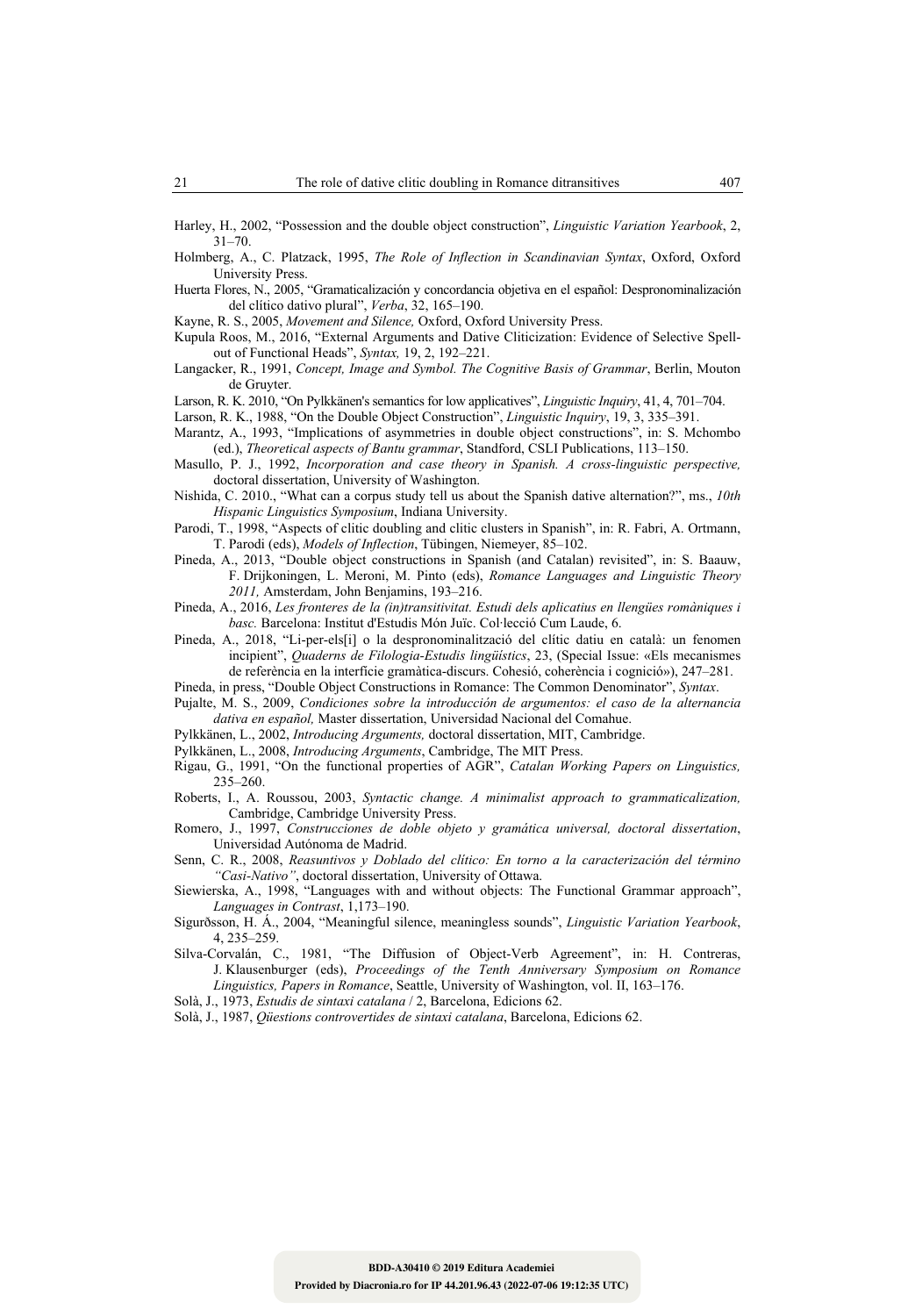Harley, H., 2002, "Possession and the double object construction", *Linguistic Variation Yearbook*, 2, 31–70.

Holmberg, A., C. Platzack, 1995, *The Role of Inflection in Scandinavian Syntax*, Oxford, Oxford University Press.

Huerta Flores, N., 2005, "Gramaticalización y concordancia objetiva en el español: Despronominalización del clítico dativo plural", *Verba*, 32, 165–190.

Kayne, R. S., 2005, *Movement and Silence,* Oxford, Oxford University Press.

Kupula Roos, M., 2016, "External Arguments and Dative Cliticization: Evidence of Selective Spell-out of Functional Heads", *Syntax,* 19, 2, 192–221.

Langacker, R., 1991, *Concept, Image and Symbol. The Cognitive Basis of Grammar*, Berlin, Mouton de Gruyter.

Larson, R. K. 2010, "On Pylkkänen's semantics for low applicatives", *Linguistic Inquiry*, 41, 4, 701–704.

Larson, R. K., 1988, "On the Double Object Construction", *Linguistic Inquiry*, 19, 3, 335–391.

Marantz, A., 1993, "Implications of asymmetries in double object constructions", in: S. Mchombo (ed.), *Theoretical aspects of Bantu grammar*, Standford, CSLI Publications, 113–150.

Masullo, P. J., 1992, *Incorporation and case theory in Spanish. A cross-linguistic perspective,* doctoral dissertation, University of Washington.

Nishida, C. 2010., "What can a corpus study tell us about the Spanish dative alternation?", ms., *10th Hispanic Linguistics Symposium*, Indiana University.

Parodi, T., 1998, "Aspects of clitic doubling and clitic clusters in Spanish", in: R. Fabri, A. Ortmann, T. Parodi (eds), *Models of Inflection*, Tübingen, Niemeyer, 85–102.

Pineda, A., 2013, "Double object constructions in Spanish (and Catalan) revisited", in: S. Baauw, F. Drijkoningen, L. Meroni, M. Pinto (eds), *Romance Languages and Linguistic Theory 2011,* Amsterdam, John Benjamins, 193–216.

Pineda, A., 2016, *Les fronteres de la (in)transitivitat. Estudi dels aplicatius en llengües romàniques i basc.* Barcelona: Institut d'Estudis Món Juïc. Col·lecció Cum Laude, 6.

Pineda, A., 2018, "Li-per-els[i] o la despronominalització del clític datiu en català: un fenomen incipient", *Quaderns de Filologia-Estudis lingüístics*, 23, (Special Issue: «Els mecanismes de referència en la interfície gramàtica-discurs. Cohesió, coherència i cognició»), 247–281.

Pineda, in press, "Double Object Constructions in Romance: The Common Denominator", *Syntax*.

Pujalte, M. S., 2009, *Condiciones sobre la introducción de argumentos: el caso de la alternancia dativa en español,* Master dissertation, Universidad Nacional del Comahue.

Pylkkänen, L., 2002, *Introducing Arguments,* doctoral dissertation, MIT, Cambridge.

Pylkkänen, L., 2008, *Introducing Arguments*, Cambridge, The MIT Press.

Rigau, G., 1991, "On the functional properties of AGR", *Catalan Working Papers on Linguistics,* 235–260.

Roberts, I., A. Roussou, 2003, *Syntactic change. A minimalist approach to grammaticalization,* Cambridge, Cambridge University Press.

Romero, J., 1997, *Construcciones de doble objeto y gramática universal, doctoral dissertation*, Universidad Autónoma de Madrid.

Senn, C. R., 2008, *Reasuntivos y Doblado del clítico: En torno a la caracterización del término "Casi-Nativo"*, doctoral dissertation, University of Ottawa.

Siewierska, A., 1998, "Languages with and without objects: The Functional Grammar approach", *Languages in Contrast*, 1,173–190.

Sigurðsson, H. Á., 2004, "Meaningful silence, meaningless sounds", *Linguistic Variation Yearbook*, 4, 235–259.

Silva-Corvalán, C., 1981, "The Diffusion of Object-Verb Agreement", in: H. Contreras, J. Klausenburger (eds), *Proceedings of the Tenth Anniversary Symposium on Romance Linguistics, Papers in Romance*, Seattle, University of Washington, vol. II, 163–176.

Solà, J., 1973, *Estudis de sintaxi catalana* / 2, Barcelona, Edicions 62.

Solà, J., 1987, *Qüestions controvertides de sintaxi catalana*, Barcelona, Edicions 62.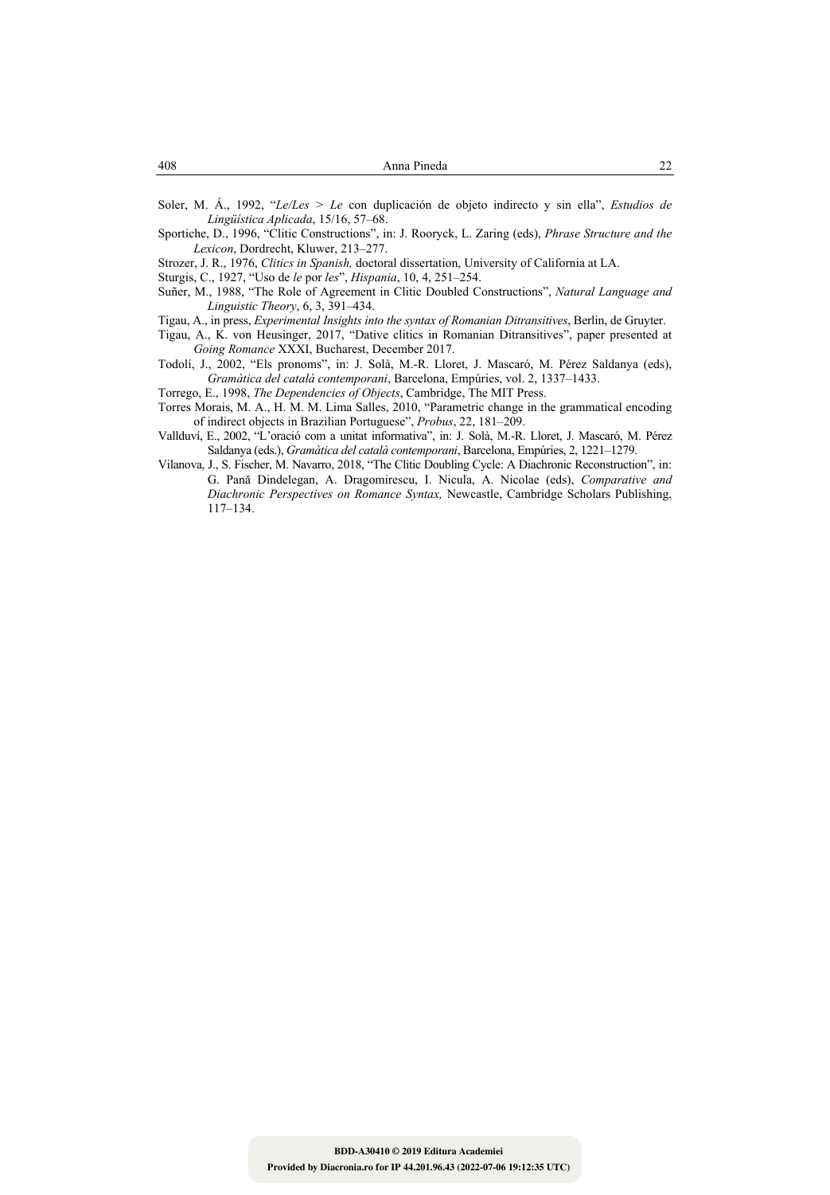Soler, M. Á., 1992, "*Le/Les* > *Le* con duplicación de objeto indirecto y sin ella", *Estudios de Lingüística Aplicada*, 15/16, 57–68.

Sportiche, D., 1996, "Clitic Constructions", in: J. Rooryck, L. Zaring (eds), *Phrase Structure and the Lexicon*, Dordrecht, Kluwer, 213–277.

Strozer, J. R., 1976, *Clitics in Spanish,* doctoral dissertation, University of California at LA.

Sturgis, C., 1927, "Uso de *le* por *les*", *Hispania*, 10, 4, 251–254.

Suñer, M., 1988, "The Role of Agreement in Clitic Doubled Constructions", *Natural Language and Linguistic Theory*, 6, 3, 391–434.

Tigau, A., in press, *Experimental Insights into the syntax of Romanian Ditransitives*, Berlin, de Gruyter.

Tigau, A., K. von Heusinger, 2017, "Dative clitics in Romanian Ditransitives", paper presented at *Going Romance* XXXI, Bucharest, December 2017.

Todolí, J., 2002, "Els pronoms", in: J. Solà, M.-R. Lloret, J. Mascaró, M. Pérez Saldanya (eds), *Gramàtica del català contemporani*, Barcelona, Empúries, vol. 2, 1337–1433.

Torrego, E., 1998, *The Dependencies of Objects*, Cambridge, The MIT Press.

Torres Morais, M. A., H. M. M. Lima Salles, 2010, "Parametric change in the grammatical encoding of indirect objects in Brazilian Portuguese", *Probus*, 22, 181–209.

Vallduví, E., 2002, "L'oració com a unitat informativa", in: J. Solà, M.-R. Lloret, J. Mascaró, M. Pérez Saldanya (eds.), *Gramàtica del català contemporani*, Barcelona, Empúries, 2, 1221–1279.

Vilanova, J., S. Fischer, M. Navarro, 2018, "The Clitic Doubling Cycle: A Diachronic Reconstruction", in: G. Pană Dindelegan, A. Dragomirescu, I. Nicula, A. Nicolae (eds), *Comparative and Diachronic Perspectives on Romance Syntax,* Newcastle, Cambridge Scholars Publishing, 117–134.